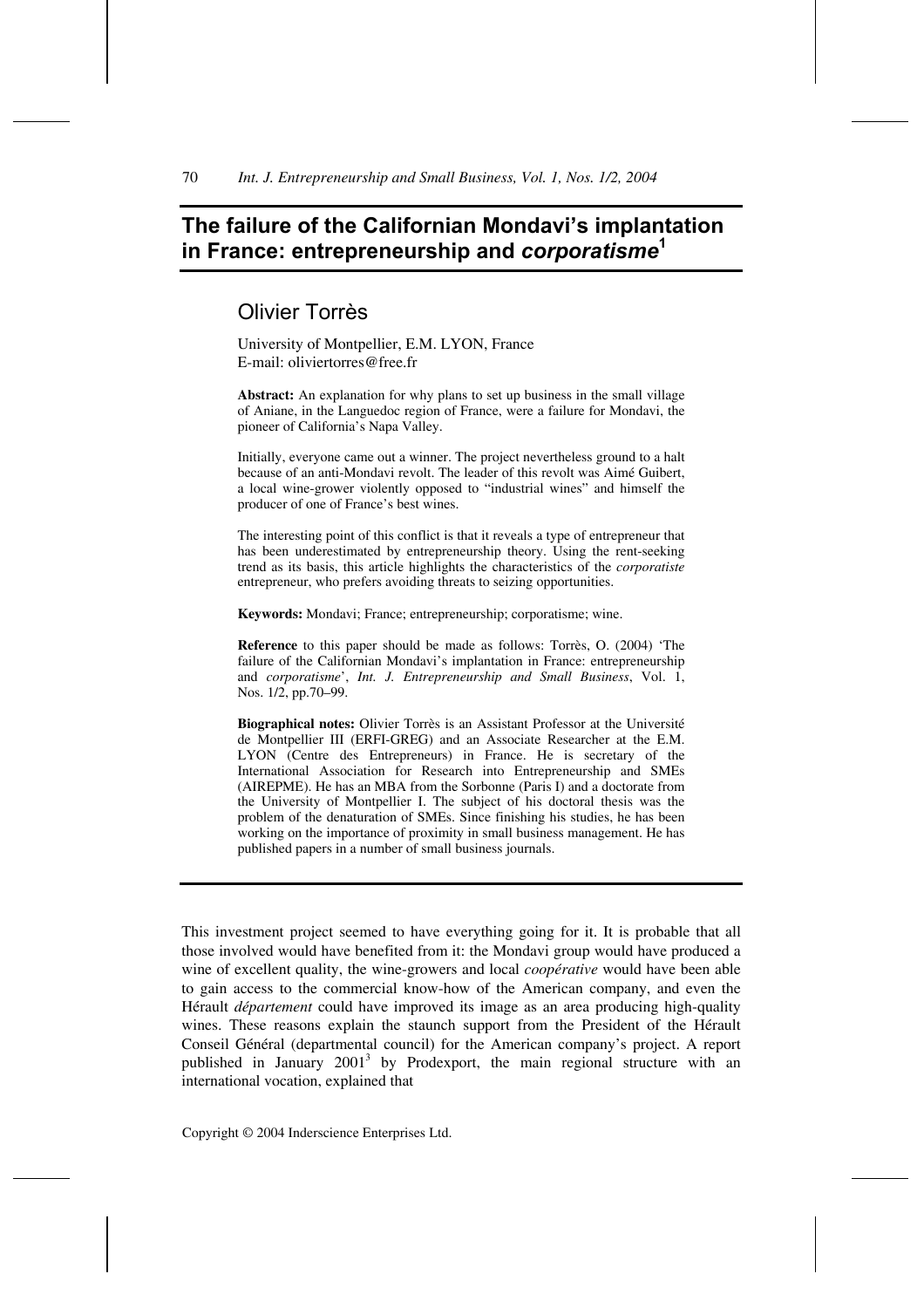# The failure of the Californian Mondavi's implantation in France: entrepreneurship and *corporatisme*[1]

## Olivier Torrès

University of Montpellier, E.M. LYON, France
E-mail: oliviertorres@free.fr

**Abstract:** An explanation for why plans to set up business in the small village of Aniane, in the Languedoc region of France, were a failure for Mondavi, the pioneer of California's Napa Valley.

Initially, everyone came out a winner. The project nevertheless ground to a halt because of an anti-Mondavi revolt. The leader of this revolt was Aimé Guibert, a local wine-grower violently opposed to "industrial wines" and himself the producer of one of France's best wines.

The interesting point of this conflict is that it reveals a type of entrepreneur that has been underestimated by entrepreneurship theory. Using the rent-seeking trend as its basis, this article highlights the characteristics of the *corporatiste* entrepreneur, who prefers avoiding threats to seizing opportunities.

**Keywords:** Mondavi; France; entrepreneurship; corporatisme; wine.

**Reference** to this paper should be made as follows: Torrès, O. (2004) 'The failure of the Californian Mondavi's implantation in France: entrepreneurship and *corporatisme*', *Int. J. Entrepreneurship and Small Business*, Vol. 1, Nos. 1/2, pp.70–99.

**Biographical notes:** Olivier Torrès is an Assistant Professor at the Université de Montpellier III (ERFI-GREG) and an Associate Researcher at the E.M. LYON (Centre des Entrepreneurs) in France. He is secretary of the International Association for Research into Entrepreneurship and SMEs (AIREPME). He has an MBA from the Sorbonne (Paris I) and a doctorate from the University of Montpellier I. The subject of his doctoral thesis was the problem of the denaturation of SMEs. Since finishing his studies, he has been working on the importance of proximity in small business management. He has published papers in a number of small business journals.

---

This investment project seemed to have everything going for it. It is probable that all those involved would have benefited from it: the Mondavi group would have produced a wine of excellent quality, the wine-growers and local *coopérative* would have been able to gain access to the commercial know-how of the American company, and even the Hérault *département* could have improved its image as an area producing high-quality wines. These reasons explain the staunch support from the President of the Hérault Conseil Général (departmental council) for the American company's project. A report published in January 2001[3] by Prodexport, the main regional structure with an international vocation, explained that

Copyright © 2004 Inderscience Enterprises Ltd.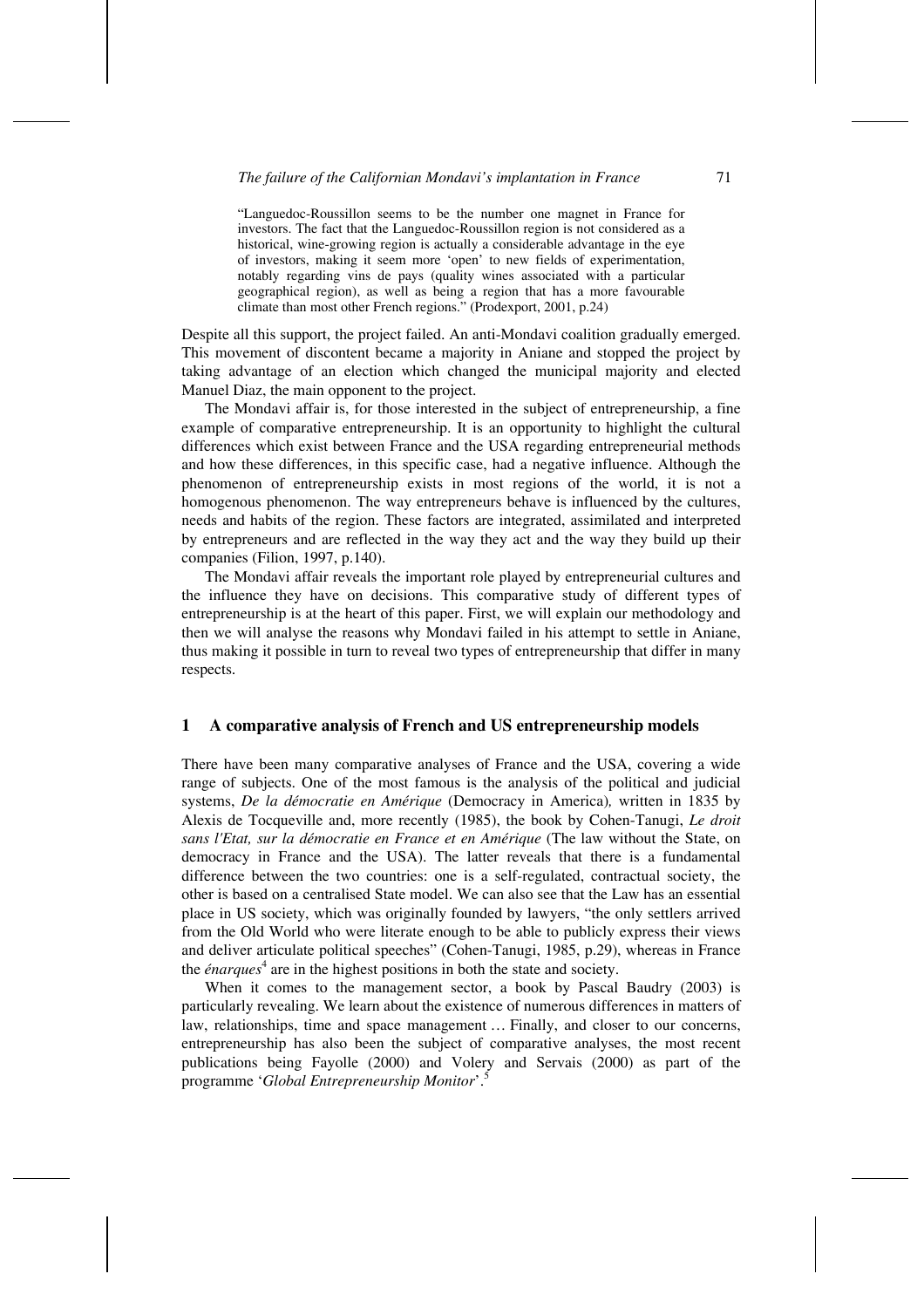> "Languedoc-Roussillon seems to be the number one magnet in France for investors. The fact that the Languedoc-Roussillon region is not considered as a historical, wine-growing region is actually a considerable advantage in the eye of investors, making it seem more 'open' to new fields of experimentation, notably regarding vins de pays (quality wines associated with a particular geographical region), as well as being a region that has a more favourable climate than most other French regions." (Prodexport, 2001, p.24)

Despite all this support, the project failed. An anti-Mondavi coalition gradually emerged. This movement of discontent became a majority in Aniane and stopped the project by taking advantage of an election which changed the municipal majority and elected Manuel Diaz, the main opponent to the project.

The Mondavi affair is, for those interested in the subject of entrepreneurship, a fine example of comparative entrepreneurship. It is an opportunity to highlight the cultural differences which exist between France and the USA regarding entrepreneurial methods and how these differences, in this specific case, had a negative influence. Although the phenomenon of entrepreneurship exists in most regions of the world, it is not a homogenous phenomenon. The way entrepreneurs behave is influenced by the cultures, needs and habits of the region. These factors are integrated, assimilated and interpreted by entrepreneurs and are reflected in the way they act and the way they build up their companies (Filion, 1997, p.140).

The Mondavi affair reveals the important role played by entrepreneurial cultures and the influence they have on decisions. This comparative study of different types of entrepreneurship is at the heart of this paper. First, we will explain our methodology and then we will analyse the reasons why Mondavi failed in his attempt to settle in Aniane, thus making it possible in turn to reveal two types of entrepreneurship that differ in many respects.

## 1 A comparative analysis of French and US entrepreneurship models

There have been many comparative analyses of France and the USA, covering a wide range of subjects. One of the most famous is the analysis of the political and judicial systems, *De la démocratie en Amérique* (Democracy in America), written in 1835 by Alexis de Tocqueville and, more recently (1985), the book by Cohen-Tanugi, *Le droit sans l'Etat, sur la démocratie en France et en Amérique* (The law without the State, on democracy in France and the USA). The latter reveals that there is a fundamental difference between the two countries: one is a self-regulated, contractual society, the other is based on a centralised State model. We can also see that the Law has an essential place in US society, which was originally founded by lawyers, "the only settlers arrived from the Old World who were literate enough to be able to publicly express their views and deliver articulate political speeches" (Cohen-Tanugi, 1985, p.29), whereas in France the *énarques*[4] are in the highest positions in both the state and society.

When it comes to the management sector, a book by Pascal Baudry (2003) is particularly revealing. We learn about the existence of numerous differences in matters of law, relationships, time and space management … Finally, and closer to our concerns, entrepreneurship has also been the subject of comparative analyses, the most recent publications being Fayolle (2000) and Volery and Servais (2000) as part of the programme '*Global Entrepreneurship Monitor*'.[5]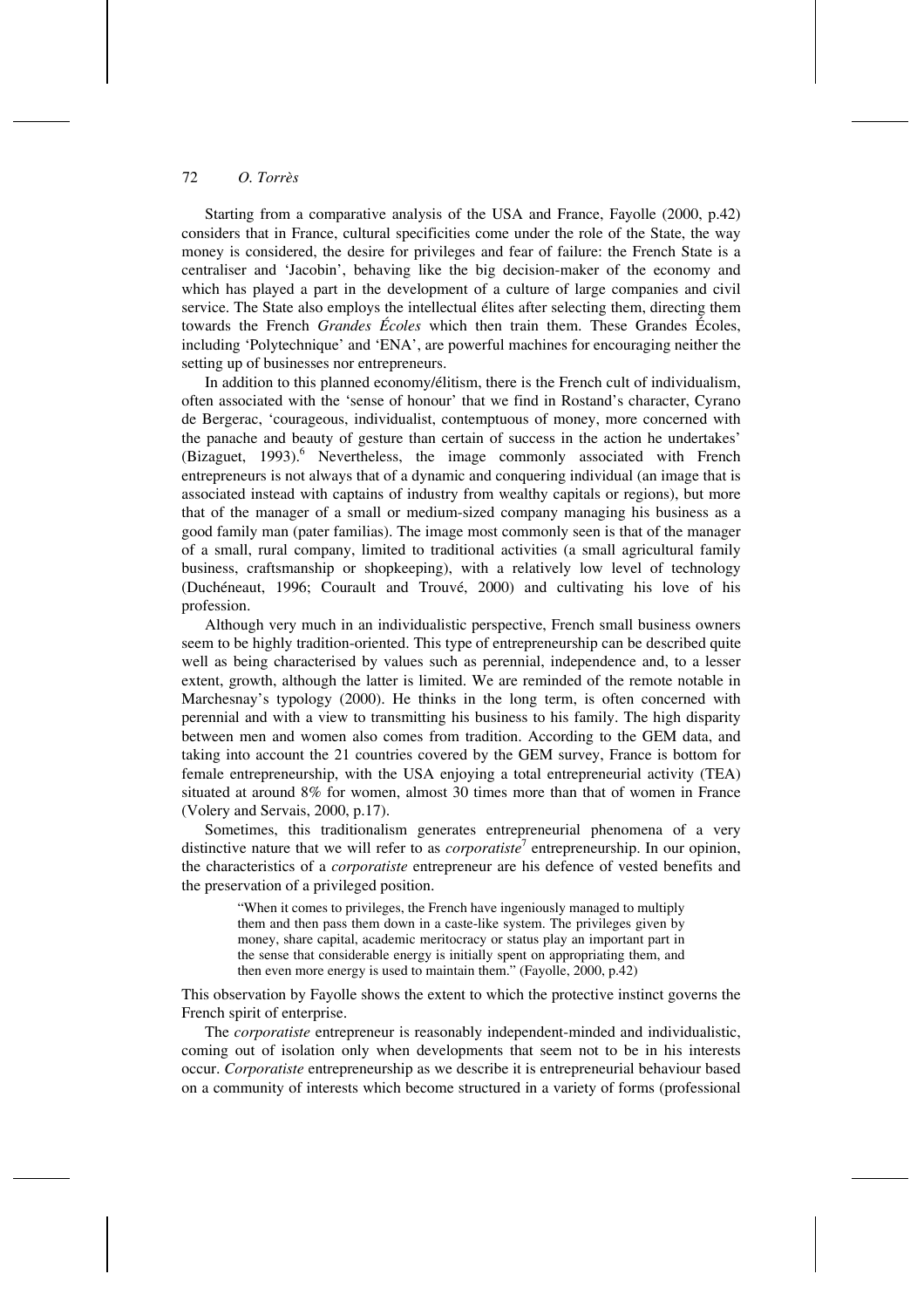Starting from a comparative analysis of the USA and France, Fayolle (2000, p.42) considers that in France, cultural specificities come under the role of the State, the way money is considered, the desire for privileges and fear of failure: the French State is a centraliser and 'Jacobin', behaving like the big decision-maker of the economy and which has played a part in the development of a culture of large companies and civil service. The State also employs the intellectual élites after selecting them, directing them towards the French *Grandes Écoles* which then train them. These Grandes Écoles, including 'Polytechnique' and 'ENA', are powerful machines for encouraging neither the setting up of businesses nor entrepreneurs.

In addition to this planned economy/élitism, there is the French cult of individualism, often associated with the 'sense of honour' that we find in Rostand's character, Cyrano de Bergerac, 'courageous, individualist, contemptuous of money, more concerned with the panache and beauty of gesture than certain of success in the action he undertakes' (Bizaguet, 1993).[6] Nevertheless, the image commonly associated with French entrepreneurs is not always that of a dynamic and conquering individual (an image that is associated instead with captains of industry from wealthy capitals or regions), but more that of the manager of a small or medium-sized company managing his business as a good family man (pater familias). The image most commonly seen is that of the manager of a small, rural company, limited to traditional activities (a small agricultural family business, craftsmanship or shopkeeping), with a relatively low level of technology (Duchéneaut, 1996; Courault and Trouvé, 2000) and cultivating his love of his profession.

Although very much in an individualistic perspective, French small business owners seem to be highly tradition-oriented. This type of entrepreneurship can be described quite well as being characterised by values such as perennial, independence and, to a lesser extent, growth, although the latter is limited. We are reminded of the remote notable in Marchesnay's typology (2000). He thinks in the long term, is often concerned with perennial and with a view to transmitting his business to his family. The high disparity between men and women also comes from tradition. According to the GEM data, and taking into account the 21 countries covered by the GEM survey, France is bottom for female entrepreneurship, with the USA enjoying a total entrepreneurial activity (TEA) situated at around 8% for women, almost 30 times more than that of women in France (Volery and Servais, 2000, p.17).

Sometimes, this traditionalism generates entrepreneurial phenomena of a very distinctive nature that we will refer to as *corporatiste*[7] entrepreneurship. In our opinion, the characteristics of a *corporatiste* entrepreneur are his defence of vested benefits and the preservation of a privileged position.

> "When it comes to privileges, the French have ingeniously managed to multiply them and then pass them down in a caste-like system. The privileges given by money, share capital, academic meritocracy or status play an important part in the sense that considerable energy is initially spent on appropriating them, and then even more energy is used to maintain them." (Fayolle, 2000, p.42)

This observation by Fayolle shows the extent to which the protective instinct governs the French spirit of enterprise.

The *corporatiste* entrepreneur is reasonably independent-minded and individualistic, coming out of isolation only when developments that seem not to be in his interests occur. *Corporatiste* entrepreneurship as we describe it is entrepreneurial behaviour based on a community of interests which become structured in a variety of forms (professional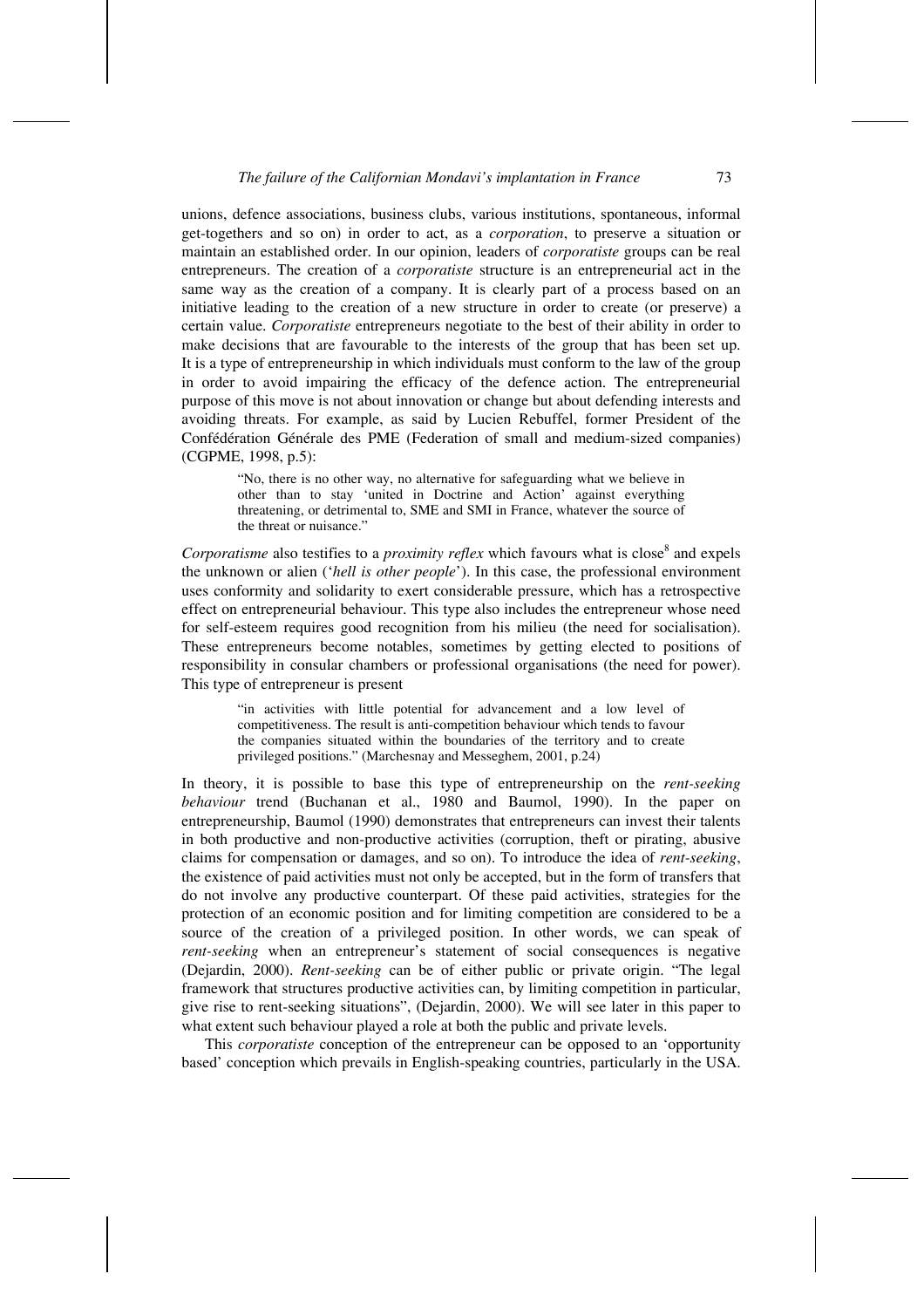unions, defence associations, business clubs, various institutions, spontaneous, informal get-togethers and so on) in order to act, as a *corporation*, to preserve a situation or maintain an established order. In our opinion, leaders of *corporatiste* groups can be real entrepreneurs. The creation of a *corporatiste* structure is an entrepreneurial act in the same way as the creation of a company. It is clearly part of a process based on an initiative leading to the creation of a new structure in order to create (or preserve) a certain value. *Corporatiste* entrepreneurs negotiate to the best of their ability in order to make decisions that are favourable to the interests of the group that has been set up. It is a type of entrepreneurship in which individuals must conform to the law of the group in order to avoid impairing the efficacy of the defence action. The entrepreneurial purpose of this move is not about innovation or change but about defending interests and avoiding threats. For example, as said by Lucien Rebuffel, former President of the Confédération Générale des PME (Federation of small and medium-sized companies) (CGPME, 1998, p.5):

> "No, there is no other way, no alternative for safeguarding what we believe in other than to stay 'united in Doctrine and Action' against everything threatening, or detrimental to, SME and SMI in France, whatever the source of the threat or nuisance."

*Corporatisme* also testifies to a *proximity reflex* which favours what is close[8] and expels the unknown or alien ('*hell is other people*'). In this case, the professional environment uses conformity and solidarity to exert considerable pressure, which has a retrospective effect on entrepreneurial behaviour. This type also includes the entrepreneur whose need for self-esteem requires good recognition from his milieu (the need for socialisation). These entrepreneurs become notables, sometimes by getting elected to positions of responsibility in consular chambers or professional organisations (the need for power). This type of entrepreneur is present

> "in activities with little potential for advancement and a low level of competitiveness. The result is anti-competition behaviour which tends to favour the companies situated within the boundaries of the territory and to create privileged positions." (Marchesnay and Messeghem, 2001, p.24)

In theory, it is possible to base this type of entrepreneurship on the *rent-seeking behaviour* trend (Buchanan et al., 1980 and Baumol, 1990). In the paper on entrepreneurship, Baumol (1990) demonstrates that entrepreneurs can invest their talents in both productive and non-productive activities (corruption, theft or pirating, abusive claims for compensation or damages, and so on). To introduce the idea of *rent-seeking*, the existence of paid activities must not only be accepted, but in the form of transfers that do not involve any productive counterpart. Of these paid activities, strategies for the protection of an economic position and for limiting competition are considered to be a source of the creation of a privileged position. In other words, we can speak of *rent-seeking* when an entrepreneur's statement of social consequences is negative (Dejardin, 2000). *Rent-seeking* can be of either public or private origin. "The legal framework that structures productive activities can, by limiting competition in particular, give rise to rent-seeking situations", (Dejardin, 2000). We will see later in this paper to what extent such behaviour played a role at both the public and private levels.

This *corporatiste* conception of the entrepreneur can be opposed to an 'opportunity based' conception which prevails in English-speaking countries, particularly in the USA.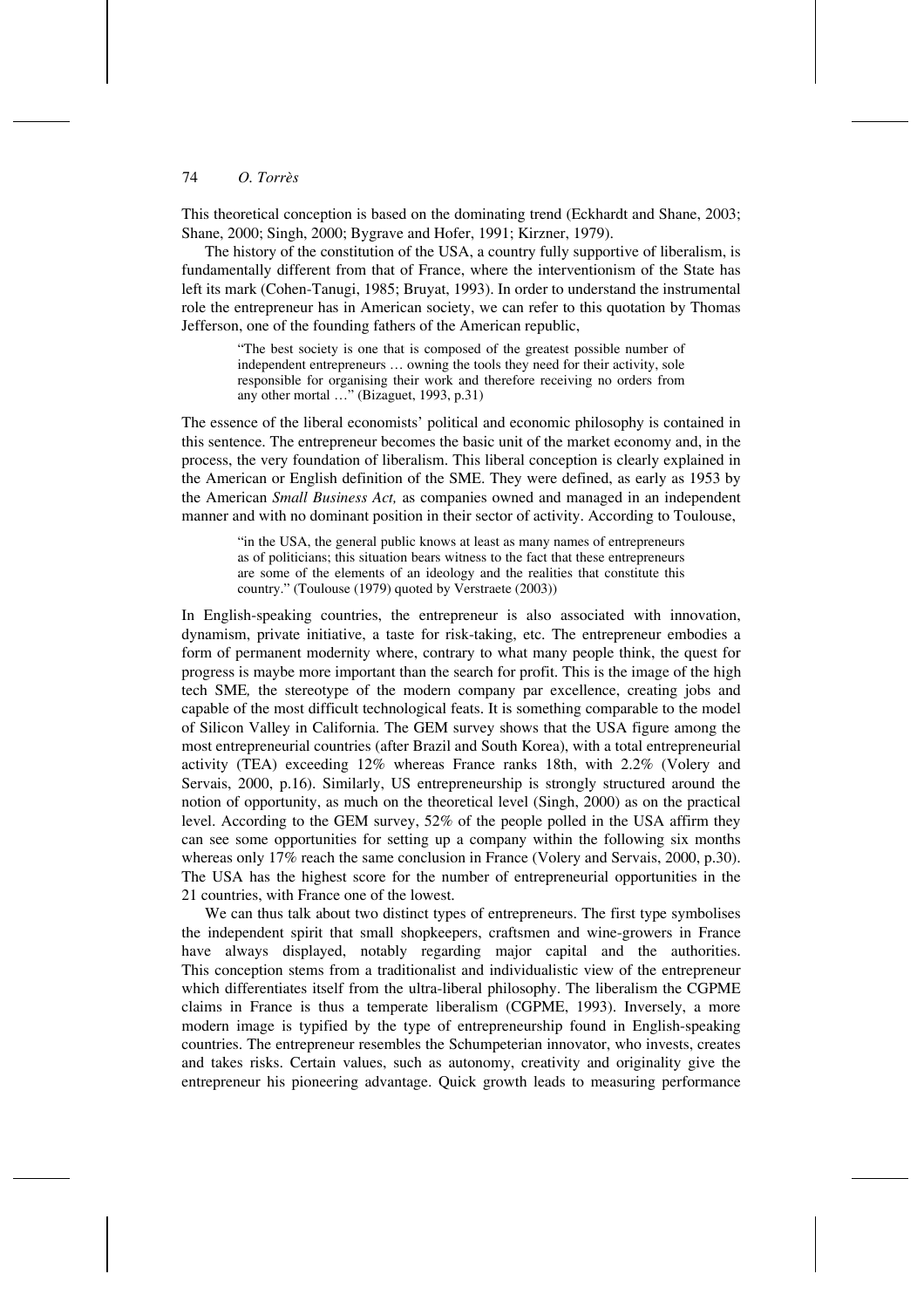This theoretical conception is based on the dominating trend (Eckhardt and Shane, 2003; Shane, 2000; Singh, 2000; Bygrave and Hofer, 1991; Kirzner, 1979).

The history of the constitution of the USA, a country fully supportive of liberalism, is fundamentally different from that of France, where the interventionism of the State has left its mark (Cohen-Tanugi, 1985; Bruyat, 1993). In order to understand the instrumental role the entrepreneur has in American society, we can refer to this quotation by Thomas Jefferson, one of the founding fathers of the American republic,

> "The best society is one that is composed of the greatest possible number of independent entrepreneurs … owning the tools they need for their activity, sole responsible for organising their work and therefore receiving no orders from any other mortal …" (Bizaguet, 1993, p.31)

The essence of the liberal economists' political and economic philosophy is contained in this sentence. The entrepreneur becomes the basic unit of the market economy and, in the process, the very foundation of liberalism. This liberal conception is clearly explained in the American or English definition of the SME. They were defined, as early as 1953 by the American *Small Business Act,* as companies owned and managed in an independent manner and with no dominant position in their sector of activity. According to Toulouse,

> "in the USA, the general public knows at least as many names of entrepreneurs as of politicians; this situation bears witness to the fact that these entrepreneurs are some of the elements of an ideology and the realities that constitute this country." (Toulouse (1979) quoted by Verstraete (2003))

In English-speaking countries, the entrepreneur is also associated with innovation, dynamism, private initiative, a taste for risk-taking, etc. The entrepreneur embodies a form of permanent modernity where, contrary to what many people think, the quest for progress is maybe more important than the search for profit. This is the image of the high tech SME*,* the stereotype of the modern company par excellence, creating jobs and capable of the most difficult technological feats. It is something comparable to the model of Silicon Valley in California. The GEM survey shows that the USA figure among the most entrepreneurial countries (after Brazil and South Korea), with a total entrepreneurial activity (TEA) exceeding 12% whereas France ranks 18th, with 2.2% (Volery and Servais, 2000, p.16). Similarly, US entrepreneurship is strongly structured around the notion of opportunity, as much on the theoretical level (Singh, 2000) as on the practical level. According to the GEM survey, 52% of the people polled in the USA affirm they can see some opportunities for setting up a company within the following six months whereas only 17% reach the same conclusion in France (Volery and Servais, 2000, p.30). The USA has the highest score for the number of entrepreneurial opportunities in the 21 countries, with France one of the lowest.

We can thus talk about two distinct types of entrepreneurs. The first type symbolises the independent spirit that small shopkeepers, craftsmen and wine-growers in France have always displayed, notably regarding major capital and the authorities. This conception stems from a traditionalist and individualistic view of the entrepreneur which differentiates itself from the ultra-liberal philosophy. The liberalism the CGPME claims in France is thus a temperate liberalism (CGPME, 1993). Inversely, a more modern image is typified by the type of entrepreneurship found in English-speaking countries. The entrepreneur resembles the Schumpeterian innovator, who invests, creates and takes risks. Certain values, such as autonomy, creativity and originality give the entrepreneur his pioneering advantage. Quick growth leads to measuring performance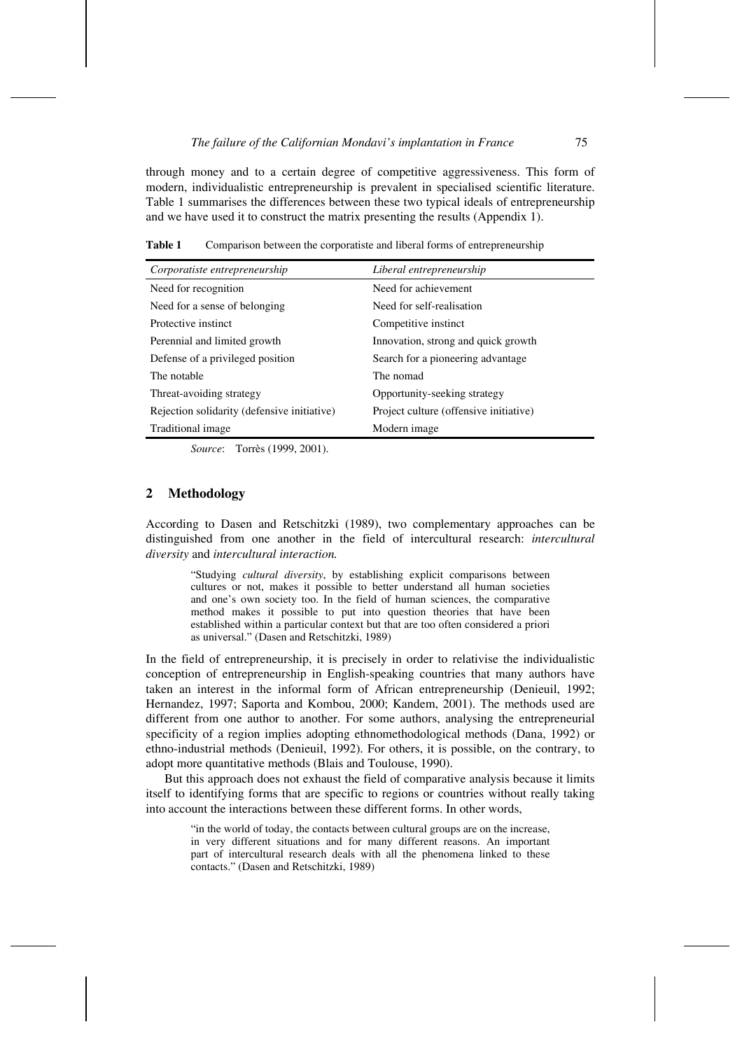through money and to a certain degree of competitive aggressiveness. This form of modern, individualistic entrepreneurship is prevalent in specialised scientific literature. Table 1 summarises the differences between these two typical ideals of entrepreneurship and we have used it to construct the matrix presenting the results (Appendix 1).

**Table 1** Comparison between the corporatiste and liberal forms of entrepreneurship

| *Corporatiste entrepreneurship* | *Liberal entrepreneurship* |
|---|---|
| Need for recognition | Need for achievement |
| Need for a sense of belonging | Need for self-realisation |
| Protective instinct | Competitive instinct |
| Perennial and limited growth | Innovation, strong and quick growth |
| Defense of a privileged position | Search for a pioneering advantage |
| The notable | The nomad |
| Threat-avoiding strategy | Opportunity-seeking strategy |
| Rejection solidarity (defensive initiative) | Project culture (offensive initiative) |
| Traditional image | Modern image |

*Source*: Torrès (1999, 2001).

## 2 Methodology

According to Dasen and Retschitzki (1989), two complementary approaches can be distinguished from one another in the field of intercultural research: *intercultural diversity* and *intercultural interaction.*

> "Studying *cultural diversity*, by establishing explicit comparisons between cultures or not, makes it possible to better understand all human societies and one's own society too. In the field of human sciences, the comparative method makes it possible to put into question theories that have been established within a particular context but that are too often considered a priori as universal." (Dasen and Retschitzki, 1989)

In the field of entrepreneurship, it is precisely in order to relativise the individualistic conception of entrepreneurship in English-speaking countries that many authors have taken an interest in the informal form of African entrepreneurship (Denieuil, 1992; Hernandez, 1997; Saporta and Kombou, 2000; Kandem, 2001). The methods used are different from one author to another. For some authors, analysing the entrepreneurial specificity of a region implies adopting ethnomethodological methods (Dana, 1992) or ethno-industrial methods (Denieuil, 1992). For others, it is possible, on the contrary, to adopt more quantitative methods (Blais and Toulouse, 1990).

But this approach does not exhaust the field of comparative analysis because it limits itself to identifying forms that are specific to regions or countries without really taking into account the interactions between these different forms. In other words,

> "in the world of today, the contacts between cultural groups are on the increase, in very different situations and for many different reasons. An important part of intercultural research deals with all the phenomena linked to these contacts." (Dasen and Retschitzki, 1989)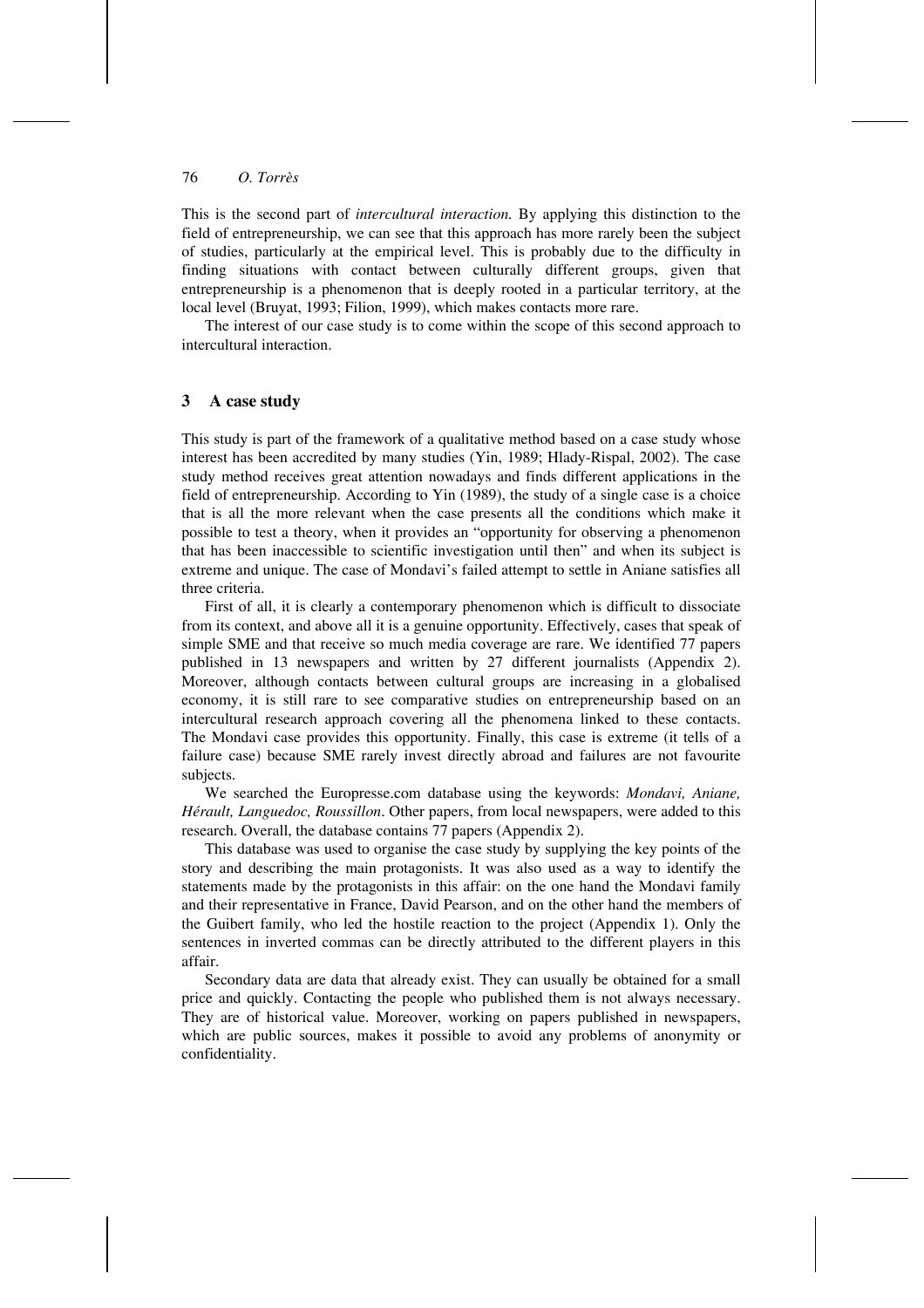This is the second part of *intercultural interaction.* By applying this distinction to the field of entrepreneurship, we can see that this approach has more rarely been the subject of studies, particularly at the empirical level. This is probably due to the difficulty in finding situations with contact between culturally different groups, given that entrepreneurship is a phenomenon that is deeply rooted in a particular territory, at the local level (Bruyat, 1993; Filion, 1999), which makes contacts more rare.

The interest of our case study is to come within the scope of this second approach to intercultural interaction.

## 3 A case study

This study is part of the framework of a qualitative method based on a case study whose interest has been accredited by many studies (Yin, 1989; Hlady-Rispal, 2002). The case study method receives great attention nowadays and finds different applications in the field of entrepreneurship. According to Yin (1989), the study of a single case is a choice that is all the more relevant when the case presents all the conditions which make it possible to test a theory, when it provides an "opportunity for observing a phenomenon that has been inaccessible to scientific investigation until then" and when its subject is extreme and unique. The case of Mondavi's failed attempt to settle in Aniane satisfies all three criteria.

First of all, it is clearly a contemporary phenomenon which is difficult to dissociate from its context, and above all it is a genuine opportunity. Effectively, cases that speak of simple SME and that receive so much media coverage are rare. We identified 77 papers published in 13 newspapers and written by 27 different journalists (Appendix 2). Moreover, although contacts between cultural groups are increasing in a globalised economy, it is still rare to see comparative studies on entrepreneurship based on an intercultural research approach covering all the phenomena linked to these contacts. The Mondavi case provides this opportunity. Finally, this case is extreme (it tells of a failure case) because SME rarely invest directly abroad and failures are not favourite subjects.

We searched the Europresse.com database using the keywords: *Mondavi, Aniane, Hérault, Languedoc, Roussillon*. Other papers, from local newspapers, were added to this research. Overall, the database contains 77 papers (Appendix 2).

This database was used to organise the case study by supplying the key points of the story and describing the main protagonists. It was also used as a way to identify the statements made by the protagonists in this affair: on the one hand the Mondavi family and their representative in France, David Pearson, and on the other hand the members of the Guibert family, who led the hostile reaction to the project (Appendix 1). Only the sentences in inverted commas can be directly attributed to the different players in this affair.

Secondary data are data that already exist. They can usually be obtained for a small price and quickly. Contacting the people who published them is not always necessary. They are of historical value. Moreover, working on papers published in newspapers, which are public sources, makes it possible to avoid any problems of anonymity or confidentiality.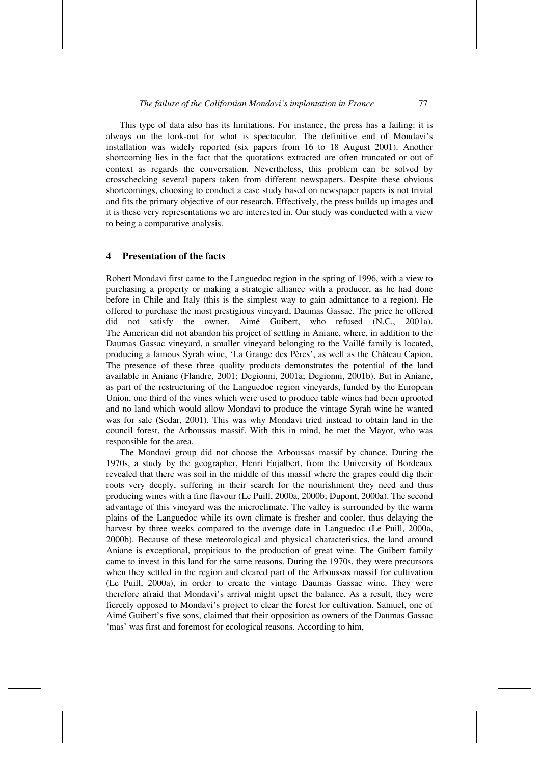This type of data also has its limitations. For instance, the press has a failing: it is always on the look-out for what is spectacular. The definitive end of Mondavi's installation was widely reported (six papers from 16 to 18 August 2001). Another shortcoming lies in the fact that the quotations extracted are often truncated or out of context as regards the conversation. Nevertheless, this problem can be solved by crosschecking several papers taken from different newspapers. Despite these obvious shortcomings, choosing to conduct a case study based on newspaper papers is not trivial and fits the primary objective of our research. Effectively, the press builds up images and it is these very representations we are interested in. Our study was conducted with a view to being a comparative analysis.

## 4 Presentation of the facts

Robert Mondavi first came to the Languedoc region in the spring of 1996, with a view to purchasing a property or making a strategic alliance with a producer, as he had done before in Chile and Italy (this is the simplest way to gain admittance to a region). He offered to purchase the most prestigious vineyard, Daumas Gassac. The price he offered did not satisfy the owner, Aimé Guibert, who refused (N.C., 2001a). The American did not abandon his project of settling in Aniane, where, in addition to the Daumas Gassac vineyard, a smaller vineyard belonging to the Vaillé family is located, producing a famous Syrah wine, 'La Grange des Pères', as well as the Château Capion. The presence of these three quality products demonstrates the potential of the land available in Aniane (Flandre, 2001; Degionni, 2001a; Degionni, 2001b). But in Aniane, as part of the restructuring of the Languedoc region vineyards, funded by the European Union, one third of the vines which were used to produce table wines had been uprooted and no land which would allow Mondavi to produce the vintage Syrah wine he wanted was for sale (Sedar, 2001). This was why Mondavi tried instead to obtain land in the council forest, the Arboussas massif. With this in mind, he met the Mayor, who was responsible for the area.

The Mondavi group did not choose the Arboussas massif by chance. During the 1970s, a study by the geographer, Henri Enjalbert, from the University of Bordeaux revealed that there was soil in the middle of this massif where the grapes could dig their roots very deeply, suffering in their search for the nourishment they need and thus producing wines with a fine flavour (Le Puill, 2000a, 2000b; Dupont, 2000a). The second advantage of this vineyard was the microclimate. The valley is surrounded by the warm plains of the Languedoc while its own climate is fresher and cooler, thus delaying the harvest by three weeks compared to the average date in Languedoc (Le Puill, 2000a, 2000b). Because of these meteorological and physical characteristics, the land around Aniane is exceptional, propitious to the production of great wine. The Guibert family came to invest in this land for the same reasons. During the 1970s, they were precursors when they settled in the region and cleared part of the Arboussas massif for cultivation (Le Puill, 2000a), in order to create the vintage Daumas Gassac wine. They were therefore afraid that Mondavi's arrival might upset the balance. As a result, they were fiercely opposed to Mondavi's project to clear the forest for cultivation. Samuel, one of Aimé Guibert's five sons, claimed that their opposition as owners of the Daumas Gassac 'mas' was first and foremost for ecological reasons. According to him,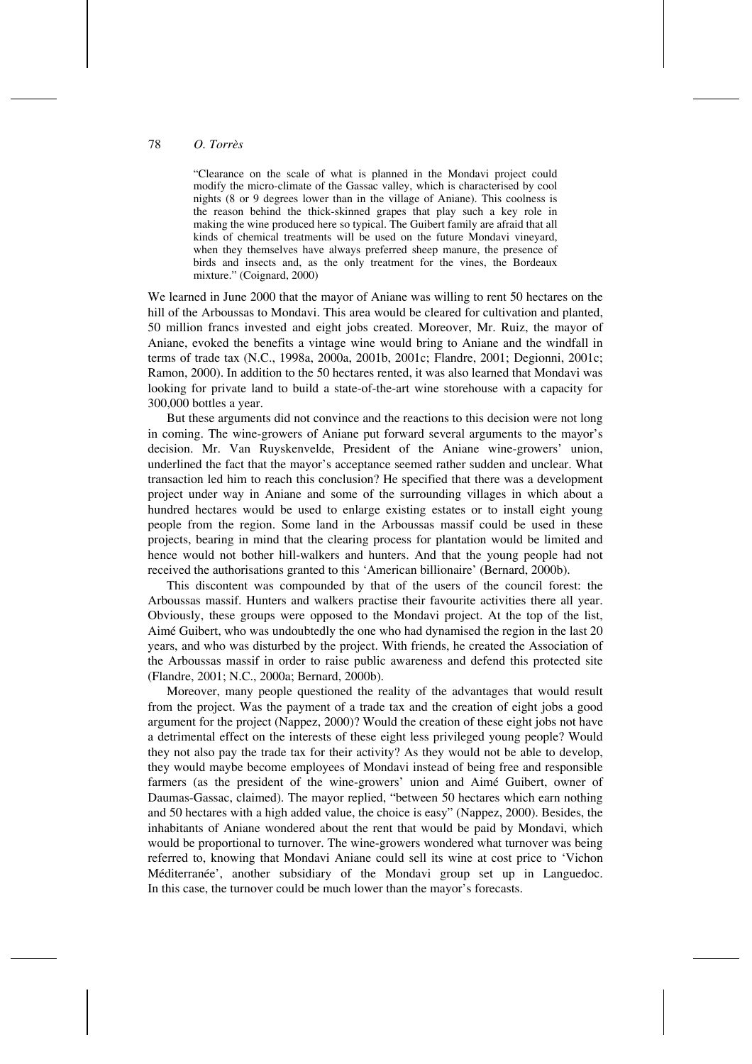> "Clearance on the scale of what is planned in the Mondavi project could modify the micro-climate of the Gassac valley, which is characterised by cool nights (8 or 9 degrees lower than in the village of Aniane). This coolness is the reason behind the thick-skinned grapes that play such a key role in making the wine produced here so typical. The Guibert family are afraid that all kinds of chemical treatments will be used on the future Mondavi vineyard, when they themselves have always preferred sheep manure, the presence of birds and insects and, as the only treatment for the vines, the Bordeaux mixture." (Coignard, 2000)

We learned in June 2000 that the mayor of Aniane was willing to rent 50 hectares on the hill of the Arboussas to Mondavi. This area would be cleared for cultivation and planted, 50 million francs invested and eight jobs created. Moreover, Mr. Ruiz, the mayor of Aniane, evoked the benefits a vintage wine would bring to Aniane and the windfall in terms of trade tax (N.C., 1998a, 2000a, 2001b, 2001c; Flandre, 2001; Degionni, 2001c; Ramon, 2000). In addition to the 50 hectares rented, it was also learned that Mondavi was looking for private land to build a state-of-the-art wine storehouse with a capacity for 300,000 bottles a year.

But these arguments did not convince and the reactions to this decision were not long in coming. The wine-growers of Aniane put forward several arguments to the mayor's decision. Mr. Van Ruyskenvelde, President of the Aniane wine-growers' union, underlined the fact that the mayor's acceptance seemed rather sudden and unclear. What transaction led him to reach this conclusion? He specified that there was a development project under way in Aniane and some of the surrounding villages in which about a hundred hectares would be used to enlarge existing estates or to install eight young people from the region. Some land in the Arboussas massif could be used in these projects, bearing in mind that the clearing process for plantation would be limited and hence would not bother hill-walkers and hunters. And that the young people had not received the authorisations granted to this 'American billionaire' (Bernard, 2000b).

This discontent was compounded by that of the users of the council forest: the Arboussas massif. Hunters and walkers practise their favourite activities there all year. Obviously, these groups were opposed to the Mondavi project. At the top of the list, Aimé Guibert, who was undoubtedly the one who had dynamised the region in the last 20 years, and who was disturbed by the project. With friends, he created the Association of the Arboussas massif in order to raise public awareness and defend this protected site (Flandre, 2001; N.C., 2000a; Bernard, 2000b).

Moreover, many people questioned the reality of the advantages that would result from the project. Was the payment of a trade tax and the creation of eight jobs a good argument for the project (Nappez, 2000)? Would the creation of these eight jobs not have a detrimental effect on the interests of these eight less privileged young people? Would they not also pay the trade tax for their activity? As they would not be able to develop, they would maybe become employees of Mondavi instead of being free and responsible farmers (as the president of the wine-growers' union and Aimé Guibert, owner of Daumas-Gassac, claimed). The mayor replied, "between 50 hectares which earn nothing and 50 hectares with a high added value, the choice is easy" (Nappez, 2000). Besides, the inhabitants of Aniane wondered about the rent that would be paid by Mondavi, which would be proportional to turnover. The wine-growers wondered what turnover was being referred to, knowing that Mondavi Aniane could sell its wine at cost price to 'Vichon Méditerranée', another subsidiary of the Mondavi group set up in Languedoc. In this case, the turnover could be much lower than the mayor's forecasts.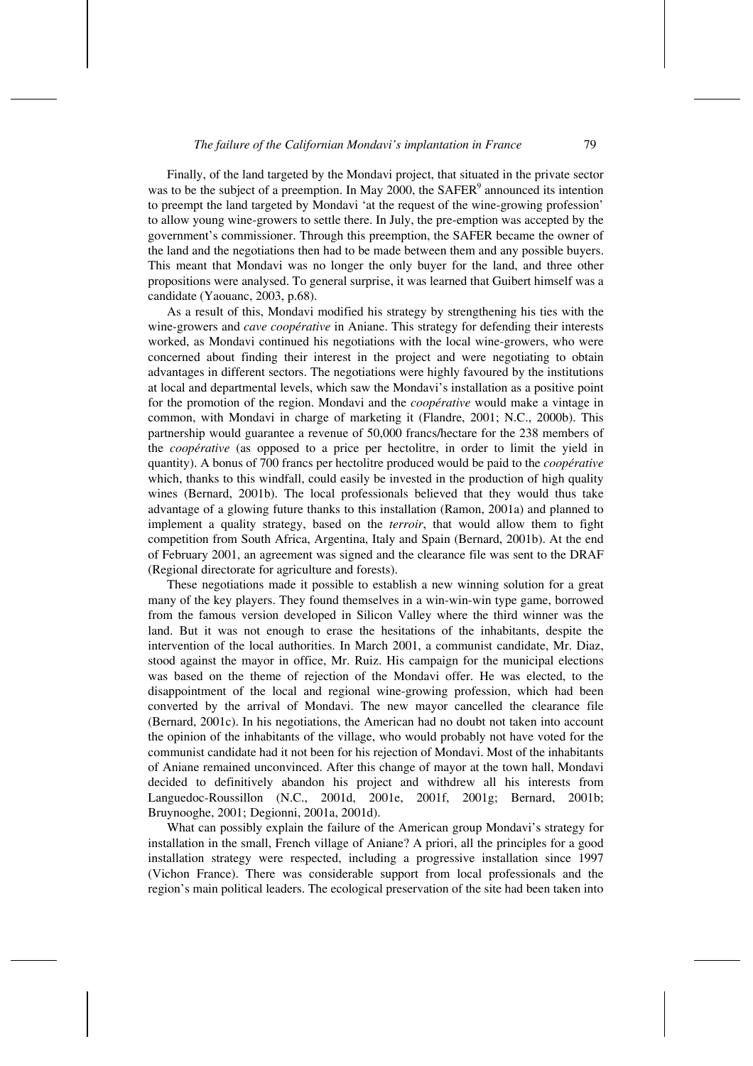Finally, of the land targeted by the Mondavi project, that situated in the private sector was to be the subject of a preemption. In May 2000, the SAFER[9] announced its intention to preempt the land targeted by Mondavi 'at the request of the wine-growing profession' to allow young wine-growers to settle there. In July, the pre-emption was accepted by the government's commissioner. Through this preemption, the SAFER became the owner of the land and the negotiations then had to be made between them and any possible buyers. This meant that Mondavi was no longer the only buyer for the land, and three other propositions were analysed. To general surprise, it was learned that Guibert himself was a candidate (Yaouanc, 2003, p.68).

As a result of this, Mondavi modified his strategy by strengthening his ties with the wine-growers and *cave coopérative* in Aniane. This strategy for defending their interests worked, as Mondavi continued his negotiations with the local wine-growers, who were concerned about finding their interest in the project and were negotiating to obtain advantages in different sectors. The negotiations were highly favoured by the institutions at local and departmental levels, which saw the Mondavi's installation as a positive point for the promotion of the region. Mondavi and the *coopérative* would make a vintage in common, with Mondavi in charge of marketing it (Flandre, 2001; N.C., 2000b). This partnership would guarantee a revenue of 50,000 francs/hectare for the 238 members of the *coopérative* (as opposed to a price per hectolitre, in order to limit the yield in quantity). A bonus of 700 francs per hectolitre produced would be paid to the *coopérative* which, thanks to this windfall, could easily be invested in the production of high quality wines (Bernard, 2001b). The local professionals believed that they would thus take advantage of a glowing future thanks to this installation (Ramon, 2001a) and planned to implement a quality strategy, based on the *terroir*, that would allow them to fight competition from South Africa, Argentina, Italy and Spain (Bernard, 2001b). At the end of February 2001, an agreement was signed and the clearance file was sent to the DRAF (Regional directorate for agriculture and forests).

These negotiations made it possible to establish a new winning solution for a great many of the key players. They found themselves in a win-win-win type game, borrowed from the famous version developed in Silicon Valley where the third winner was the land. But it was not enough to erase the hesitations of the inhabitants, despite the intervention of the local authorities. In March 2001, a communist candidate, Mr. Diaz, stood against the mayor in office, Mr. Ruiz. His campaign for the municipal elections was based on the theme of rejection of the Mondavi offer. He was elected, to the disappointment of the local and regional wine-growing profession, which had been converted by the arrival of Mondavi. The new mayor cancelled the clearance file (Bernard, 2001c). In his negotiations, the American had no doubt not taken into account the opinion of the inhabitants of the village, who would probably not have voted for the communist candidate had it not been for his rejection of Mondavi. Most of the inhabitants of Aniane remained unconvinced. After this change of mayor at the town hall, Mondavi decided to definitively abandon his project and withdrew all his interests from Languedoc-Roussillon (N.C., 2001d, 2001e, 2001f, 2001g; Bernard, 2001b; Bruynooghe, 2001; Degionni, 2001a, 2001d).

What can possibly explain the failure of the American group Mondavi's strategy for installation in the small, French village of Aniane? A priori, all the principles for a good installation strategy were respected, including a progressive installation since 1997 (Vichon France). There was considerable support from local professionals and the region's main political leaders. The ecological preservation of the site had been taken into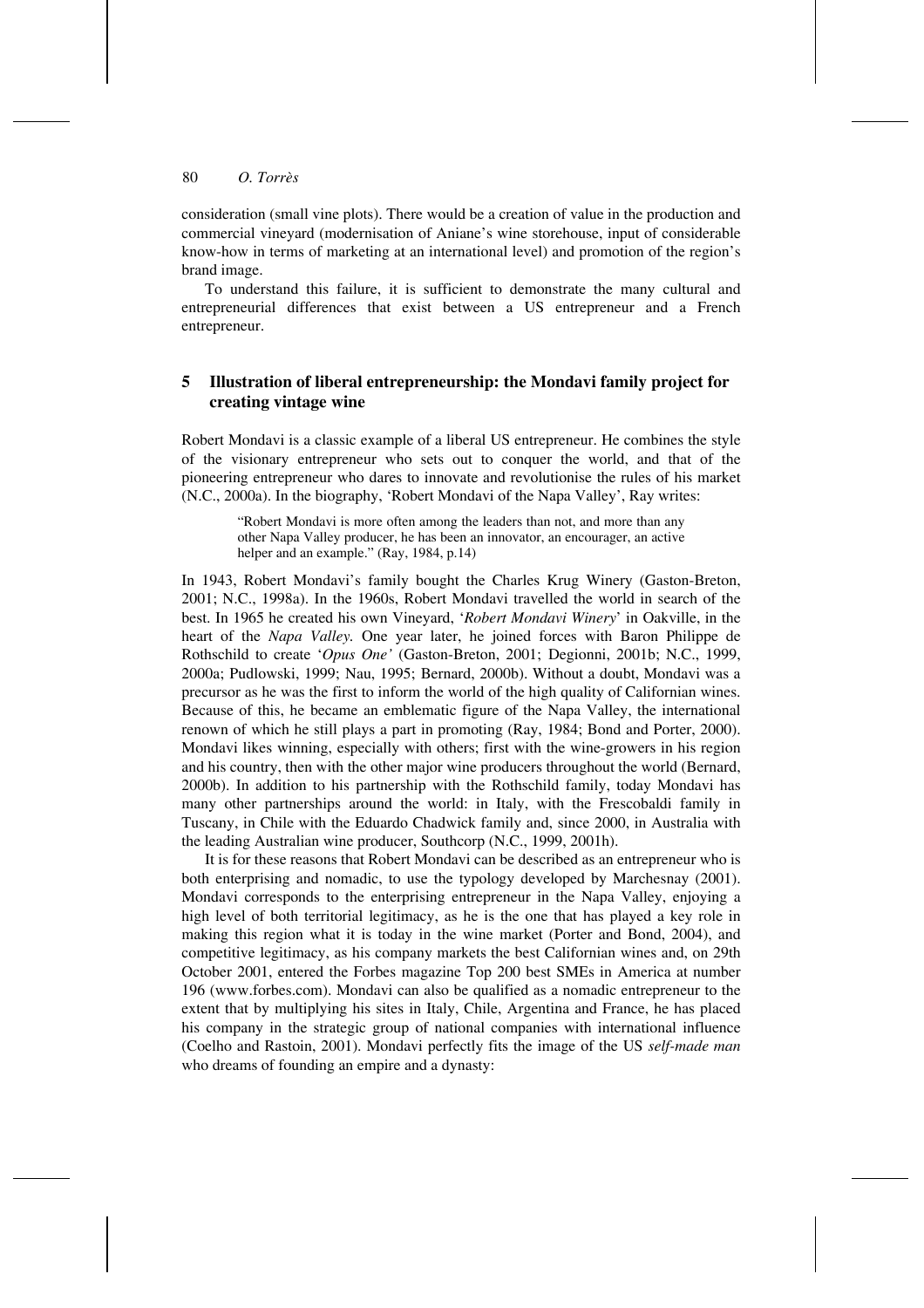consideration (small vine plots). There would be a creation of value in the production and commercial vineyard (modernisation of Aniane's wine storehouse, input of considerable know-how in terms of marketing at an international level) and promotion of the region's brand image.

To understand this failure, it is sufficient to demonstrate the many cultural and entrepreneurial differences that exist between a US entrepreneur and a French entrepreneur.

## 5 Illustration of liberal entrepreneurship: the Mondavi family project for creating vintage wine

Robert Mondavi is a classic example of a liberal US entrepreneur. He combines the style of the visionary entrepreneur who sets out to conquer the world, and that of the pioneering entrepreneur who dares to innovate and revolutionise the rules of his market (N.C., 2000a). In the biography, 'Robert Mondavi of the Napa Valley', Ray writes:

> "Robert Mondavi is more often among the leaders than not, and more than any other Napa Valley producer, he has been an innovator, an encourager, an active helper and an example." (Ray, 1984, p.14)

In 1943, Robert Mondavi's family bought the Charles Krug Winery (Gaston-Breton, 2001; N.C., 1998a). In the 1960s, Robert Mondavi travelled the world in search of the best. In 1965 he created his own Vineyard, '*Robert Mondavi Winery*' in Oakville, in the heart of the *Napa Valley*. One year later, he joined forces with Baron Philippe de Rothschild to create '*Opus One'* (Gaston-Breton, 2001; Degionni, 2001b; N.C., 1999, 2000a; Pudlowski, 1999; Nau, 1995; Bernard, 2000b). Without a doubt, Mondavi was a precursor as he was the first to inform the world of the high quality of Californian wines. Because of this, he became an emblematic figure of the Napa Valley, the international renown of which he still plays a part in promoting (Ray, 1984; Bond and Porter, 2000). Mondavi likes winning, especially with others; first with the wine-growers in his region and his country, then with the other major wine producers throughout the world (Bernard, 2000b). In addition to his partnership with the Rothschild family, today Mondavi has many other partnerships around the world: in Italy, with the Frescobaldi family in Tuscany, in Chile with the Eduardo Chadwick family and, since 2000, in Australia with the leading Australian wine producer, Southcorp (N.C., 1999, 2001h).

It is for these reasons that Robert Mondavi can be described as an entrepreneur who is both enterprising and nomadic, to use the typology developed by Marchesnay (2001). Mondavi corresponds to the enterprising entrepreneur in the Napa Valley, enjoying a high level of both territorial legitimacy, as he is the one that has played a key role in making this region what it is today in the wine market (Porter and Bond, 2004), and competitive legitimacy, as his company markets the best Californian wines and, on 29th October 2001, entered the Forbes magazine Top 200 best SMEs in America at number 196 (www.forbes.com). Mondavi can also be qualified as a nomadic entrepreneur to the extent that by multiplying his sites in Italy, Chile, Argentina and France, he has placed his company in the strategic group of national companies with international influence (Coelho and Rastoin, 2001). Mondavi perfectly fits the image of the US *self-made man* who dreams of founding an empire and a dynasty: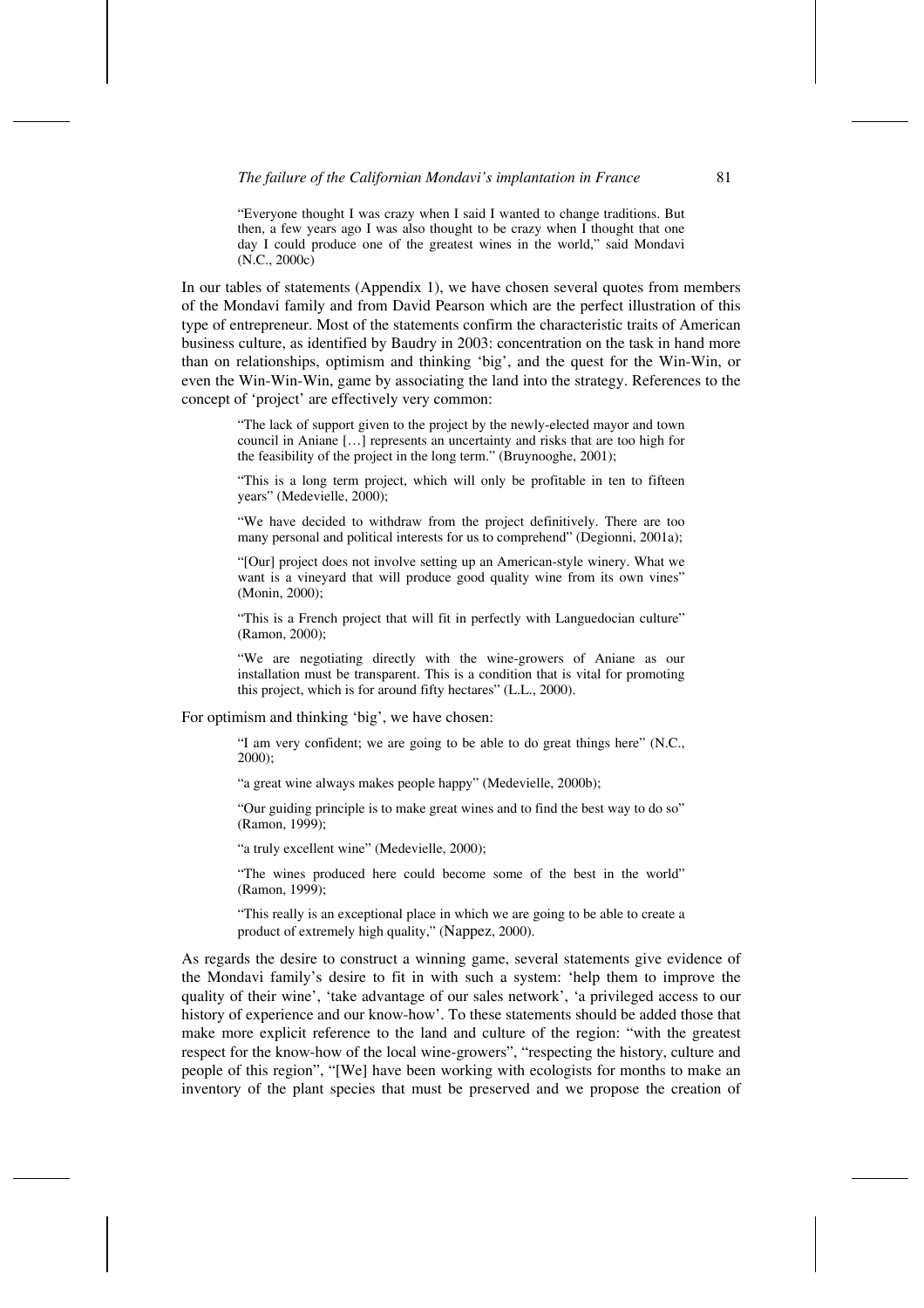> "Everyone thought I was crazy when I said I wanted to change traditions. But then, a few years ago I was also thought to be crazy when I thought that one day I could produce one of the greatest wines in the world," said Mondavi (N.C., 2000c)

In our tables of statements (Appendix 1), we have chosen several quotes from members of the Mondavi family and from David Pearson which are the perfect illustration of this type of entrepreneur. Most of the statements confirm the characteristic traits of American business culture, as identified by Baudry in 2003: concentration on the task in hand more than on relationships, optimism and thinking 'big', and the quest for the Win-Win, or even the Win-Win-Win, game by associating the land into the strategy. References to the concept of 'project' are effectively very common:

> "The lack of support given to the project by the newly-elected mayor and town council in Aniane […] represents an uncertainty and risks that are too high for the feasibility of the project in the long term." (Bruynooghe, 2001);
>
> "This is a long term project, which will only be profitable in ten to fifteen years" (Medevielle, 2000);
>
> "We have decided to withdraw from the project definitively. There are too many personal and political interests for us to comprehend" (Degionni, 2001a);
>
> "[Our] project does not involve setting up an American-style winery. What we want is a vineyard that will produce good quality wine from its own vines" (Monin, 2000);
>
> "This is a French project that will fit in perfectly with Languedocian culture" (Ramon, 2000);
>
> "We are negotiating directly with the wine-growers of Aniane as our installation must be transparent. This is a condition that is vital for promoting this project, which is for around fifty hectares" (L.L., 2000).

For optimism and thinking 'big', we have chosen:

> "I am very confident; we are going to be able to do great things here" (N.C., 2000);
>
> "a great wine always makes people happy" (Medevielle, 2000b);
>
> "Our guiding principle is to make great wines and to find the best way to do so" (Ramon, 1999);
>
> "a truly excellent wine" (Medevielle, 2000);
>
> "The wines produced here could become some of the best in the world" (Ramon, 1999);
>
> "This really is an exceptional place in which we are going to be able to create a product of extremely high quality," (Nappez, 2000).

As regards the desire to construct a winning game, several statements give evidence of the Mondavi family's desire to fit in with such a system: 'help them to improve the quality of their wine', 'take advantage of our sales network', 'a privileged access to our history of experience and our know-how'. To these statements should be added those that make more explicit reference to the land and culture of the region: "with the greatest respect for the know-how of the local wine-growers", "respecting the history, culture and people of this region", "[We] have been working with ecologists for months to make an inventory of the plant species that must be preserved and we propose the creation of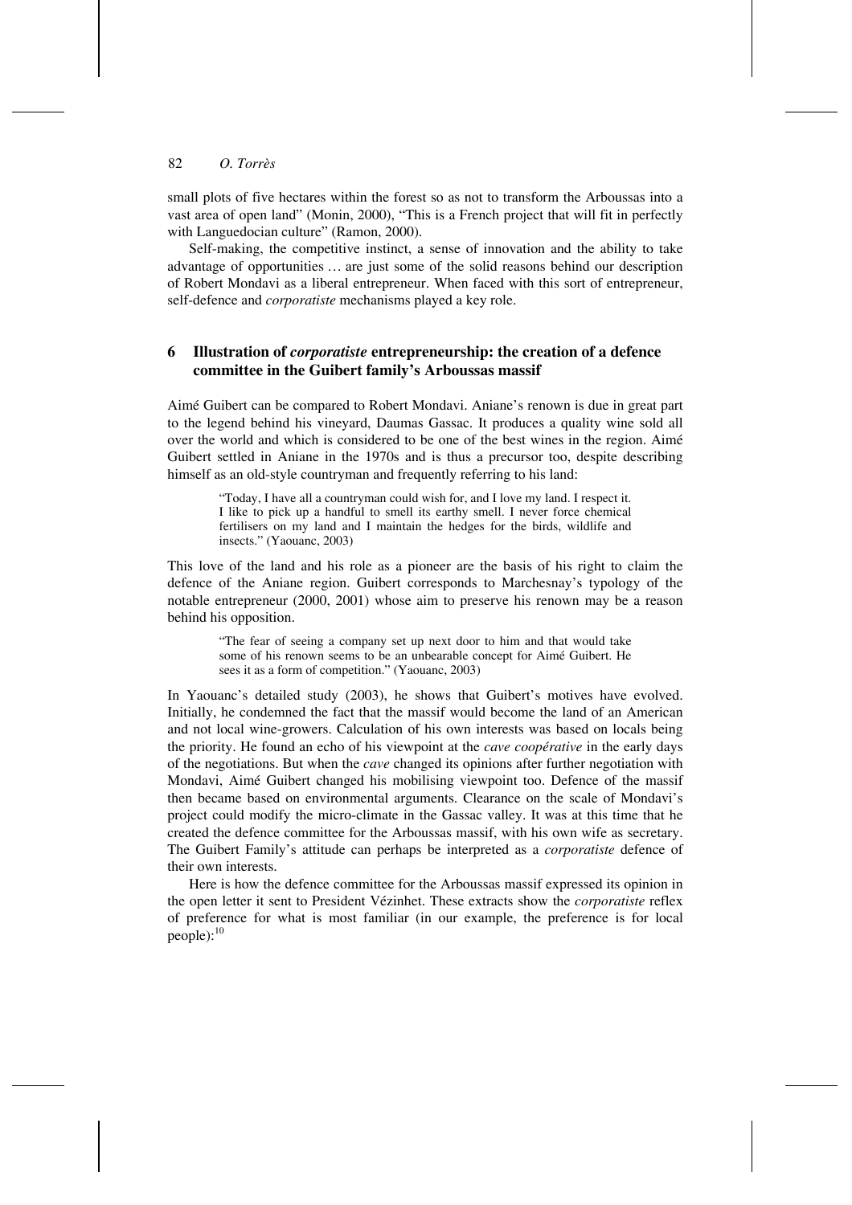small plots of five hectares within the forest so as not to transform the Arboussas into a vast area of open land" (Monin, 2000), "This is a French project that will fit in perfectly with Languedocian culture" (Ramon, 2000).

Self-making, the competitive instinct, a sense of innovation and the ability to take advantage of opportunities … are just some of the solid reasons behind our description of Robert Mondavi as a liberal entrepreneur. When faced with this sort of entrepreneur, self-defence and *corporatiste* mechanisms played a key role.

## 6 Illustration of *corporatiste* entrepreneurship: the creation of a defence committee in the Guibert family's Arboussas massif

Aimé Guibert can be compared to Robert Mondavi. Aniane's renown is due in great part to the legend behind his vineyard, Daumas Gassac. It produces a quality wine sold all over the world and which is considered to be one of the best wines in the region. Aimé Guibert settled in Aniane in the 1970s and is thus a precursor too, despite describing himself as an old-style countryman and frequently referring to his land:

> "Today, I have all a countryman could wish for, and I love my land. I respect it. I like to pick up a handful to smell its earthy smell. I never force chemical fertilisers on my land and I maintain the hedges for the birds, wildlife and insects." (Yaouanc, 2003)

This love of the land and his role as a pioneer are the basis of his right to claim the defence of the Aniane region. Guibert corresponds to Marchesnay's typology of the notable entrepreneur (2000, 2001) whose aim to preserve his renown may be a reason behind his opposition.

> "The fear of seeing a company set up next door to him and that would take some of his renown seems to be an unbearable concept for Aimé Guibert. He sees it as a form of competition." (Yaouanc, 2003)

In Yaouanc's detailed study (2003), he shows that Guibert's motives have evolved. Initially, he condemned the fact that the massif would become the land of an American and not local wine-growers. Calculation of his own interests was based on locals being the priority. He found an echo of his viewpoint at the *cave coopérative* in the early days of the negotiations. But when the *cave* changed its opinions after further negotiation with Mondavi, Aimé Guibert changed his mobilising viewpoint too. Defence of the massif then became based on environmental arguments. Clearance on the scale of Mondavi's project could modify the micro-climate in the Gassac valley. It was at this time that he created the defence committee for the Arboussas massif, with his own wife as secretary. The Guibert Family's attitude can perhaps be interpreted as a *corporatiste* defence of their own interests.

Here is how the defence committee for the Arboussas massif expressed its opinion in the open letter it sent to President Vézinhet. These extracts show the *corporatiste* reflex of preference for what is most familiar (in our example, the preference is for local people):[10]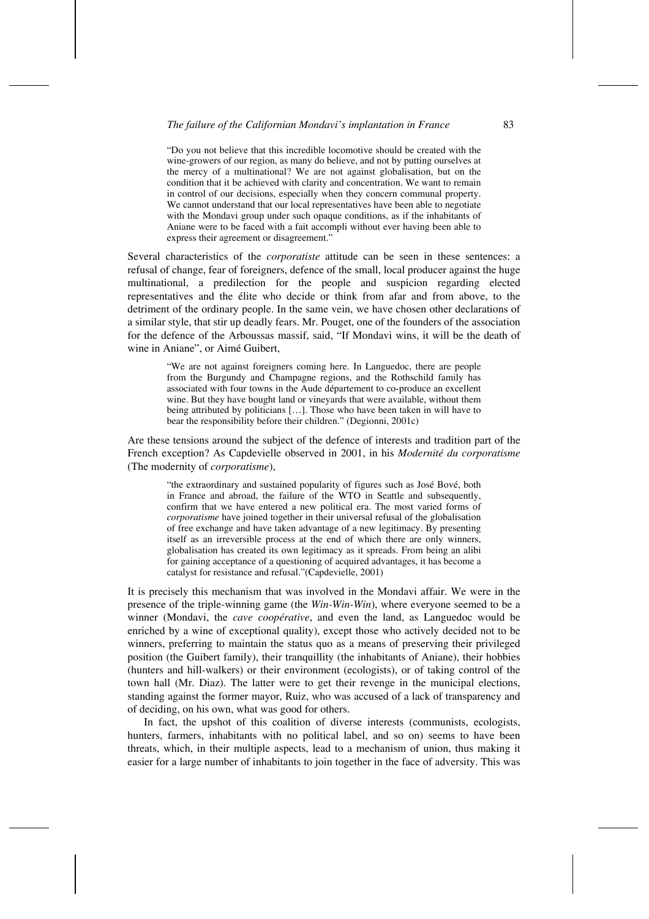> "Do you not believe that this incredible locomotive should be created with the wine-growers of our region, as many do believe, and not by putting ourselves at the mercy of a multinational? We are not against globalisation, but on the condition that it be achieved with clarity and concentration. We want to remain in control of our decisions, especially when they concern communal property. We cannot understand that our local representatives have been able to negotiate with the Mondavi group under such opaque conditions, as if the inhabitants of Aniane were to be faced with a fait accompli without ever having been able to express their agreement or disagreement."

Several characteristics of the *corporatiste* attitude can be seen in these sentences: a refusal of change, fear of foreigners, defence of the small, local producer against the huge multinational, a predilection for the people and suspicion regarding elected representatives and the élite who decide or think from afar and from above, to the detriment of the ordinary people. In the same vein, we have chosen other declarations of a similar style, that stir up deadly fears. Mr. Pouget, one of the founders of the association for the defence of the Arboussas massif, said, "If Mondavi wins, it will be the death of wine in Aniane", or Aimé Guibert,

> "We are not against foreigners coming here. In Languedoc, there are people from the Burgundy and Champagne regions, and the Rothschild family has associated with four towns in the Aude département to co-produce an excellent wine. But they have bought land or vineyards that were available, without them being attributed by politicians […]. Those who have been taken in will have to bear the responsibility before their children." (Degionni, 2001c)

Are these tensions around the subject of the defence of interests and tradition part of the French exception? As Capdevielle observed in 2001, in his *Modernité du corporatisme* (The modernity of *corporatisme*),

> "the extraordinary and sustained popularity of figures such as José Bové, both in France and abroad, the failure of the WTO in Seattle and subsequently, confirm that we have entered a new political era. The most varied forms of *corporatisme* have joined together in their universal refusal of the globalisation of free exchange and have taken advantage of a new legitimacy. By presenting itself as an irreversible process at the end of which there are only winners, globalisation has created its own legitimacy as it spreads. From being an alibi for gaining acceptance of a questioning of acquired advantages, it has become a catalyst for resistance and refusal."(Capdevielle, 2001)

It is precisely this mechanism that was involved in the Mondavi affair. We were in the presence of the triple-winning game (the *Win-Win-Win*), where everyone seemed to be a winner (Mondavi, the *cave coopérative*, and even the land, as Languedoc would be enriched by a wine of exceptional quality), except those who actively decided not to be winners, preferring to maintain the status quo as a means of preserving their privileged position (the Guibert family), their tranquillity (the inhabitants of Aniane), their hobbies (hunters and hill-walkers) or their environment (ecologists), or of taking control of the town hall (Mr. Diaz). The latter were to get their revenge in the municipal elections, standing against the former mayor, Ruiz, who was accused of a lack of transparency and of deciding, on his own, what was good for others.

In fact, the upshot of this coalition of diverse interests (communists, ecologists, hunters, farmers, inhabitants with no political label, and so on) seems to have been threats, which, in their multiple aspects, lead to a mechanism of union, thus making it easier for a large number of inhabitants to join together in the face of adversity. This was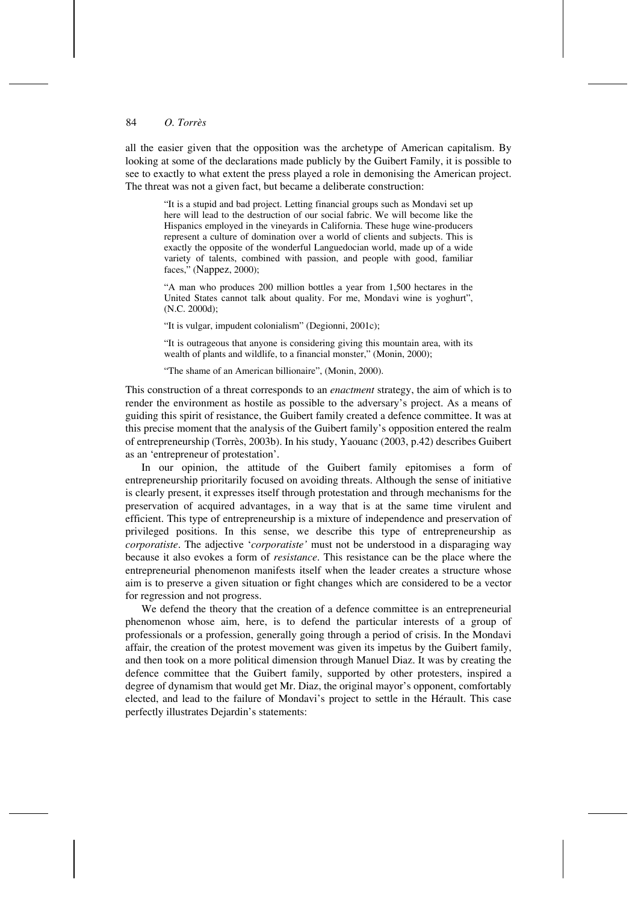all the easier given that the opposition was the archetype of American capitalism. By looking at some of the declarations made publicly by the Guibert Family, it is possible to see to exactly to what extent the press played a role in demonising the American project. The threat was not a given fact, but became a deliberate construction:

> "It is a stupid and bad project. Letting financial groups such as Mondavi set up here will lead to the destruction of our social fabric. We will become like the Hispanics employed in the vineyards in California. These huge wine-producers represent a culture of domination over a world of clients and subjects. This is exactly the opposite of the wonderful Languedocian world, made up of a wide variety of talents, combined with passion, and people with good, familiar faces," (Nappez, 2000);
>
> "A man who produces 200 million bottles a year from 1,500 hectares in the United States cannot talk about quality. For me, Mondavi wine is yoghurt", (N.C. 2000d);
>
> "It is vulgar, impudent colonialism" (Degionni, 2001c);
>
> "It is outrageous that anyone is considering giving this mountain area, with its wealth of plants and wildlife, to a financial monster," (Monin, 2000);
>
> "The shame of an American billionaire", (Monin, 2000).

This construction of a threat corresponds to an *enactment* strategy, the aim of which is to render the environment as hostile as possible to the adversary's project. As a means of guiding this spirit of resistance, the Guibert family created a defence committee. It was at this precise moment that the analysis of the Guibert family's opposition entered the realm of entrepreneurship (Torrès, 2003b). In his study, Yaouanc (2003, p.42) describes Guibert as an 'entrepreneur of protestation'.

In our opinion, the attitude of the Guibert family epitomises a form of entrepreneurship prioritarily focused on avoiding threats. Although the sense of initiative is clearly present, it expresses itself through protestation and through mechanisms for the preservation of acquired advantages, in a way that is at the same time virulent and efficient. This type of entrepreneurship is a mixture of independence and preservation of privileged positions. In this sense, we describe this type of entrepreneurship as *corporatiste*. The adjective '*corporatiste'* must not be understood in a disparaging way because it also evokes a form of *resistance*. This resistance can be the place where the entrepreneurial phenomenon manifests itself when the leader creates a structure whose aim is to preserve a given situation or fight changes which are considered to be a vector for regression and not progress.

We defend the theory that the creation of a defence committee is an entrepreneurial phenomenon whose aim, here, is to defend the particular interests of a group of professionals or a profession, generally going through a period of crisis. In the Mondavi affair, the creation of the protest movement was given its impetus by the Guibert family, and then took on a more political dimension through Manuel Diaz. It was by creating the defence committee that the Guibert family, supported by other protesters, inspired a degree of dynamism that would get Mr. Diaz, the original mayor's opponent, comfortably elected, and lead to the failure of Mondavi's project to settle in the Hérault. This case perfectly illustrates Dejardin's statements: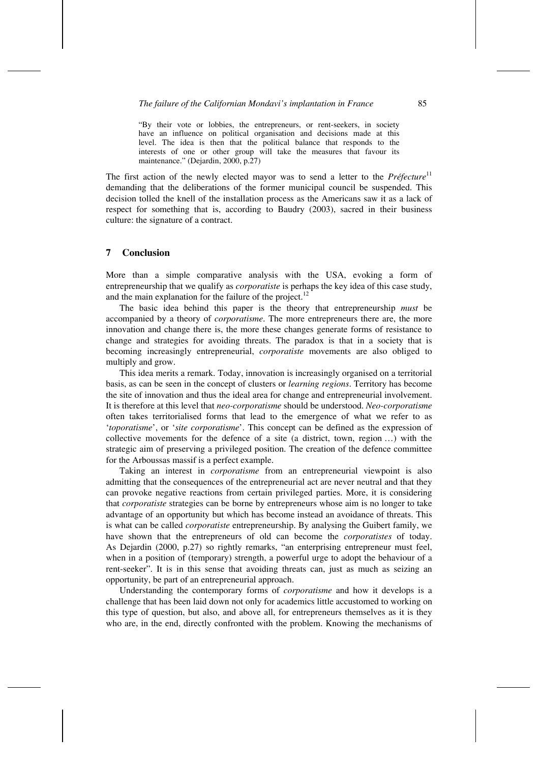> "By their vote or lobbies, the entrepreneurs, or rent-seekers, in society have an influence on political organisation and decisions made at this level. The idea is then that the political balance that responds to the interests of one or other group will take the measures that favour its maintenance." (Dejardin, 2000, p.27)

The first action of the newly elected mayor was to send a letter to the *Préfecture*[11] demanding that the deliberations of the former municipal council be suspended. This decision tolled the knell of the installation process as the Americans saw it as a lack of respect for something that is, according to Baudry (2003), sacred in their business culture: the signature of a contract.

## 7 Conclusion

More than a simple comparative analysis with the USA, evoking a form of entrepreneurship that we qualify as *corporatiste* is perhaps the key idea of this case study, and the main explanation for the failure of the project.[12]

The basic idea behind this paper is the theory that entrepreneurship *must* be accompanied by a theory of *corporatisme*. The more entrepreneurs there are, the more innovation and change there is, the more these changes generate forms of resistance to change and strategies for avoiding threats. The paradox is that in a society that is becoming increasingly entrepreneurial, *corporatiste* movements are also obliged to multiply and grow.

This idea merits a remark. Today, innovation is increasingly organised on a territorial basis, as can be seen in the concept of clusters or *learning regions*. Territory has become the site of innovation and thus the ideal area for change and entrepreneurial involvement. It is therefore at this level that *neo-corporatisme* should be understood. *Neo-corporatisme* often takes territorialised forms that lead to the emergence of what we refer to as '*toporatisme*', or '*site corporatisme*'. This concept can be defined as the expression of collective movements for the defence of a site (a district, town, region …) with the strategic aim of preserving a privileged position. The creation of the defence committee for the Arboussas massif is a perfect example.

Taking an interest in *corporatisme* from an entrepreneurial viewpoint is also admitting that the consequences of the entrepreneurial act are never neutral and that they can provoke negative reactions from certain privileged parties. More, it is considering that *corporatiste* strategies can be borne by entrepreneurs whose aim is no longer to take advantage of an opportunity but which has become instead an avoidance of threats. This is what can be called *corporatiste* entrepreneurship. By analysing the Guibert family, we have shown that the entrepreneurs of old can become the *corporatistes* of today. As Dejardin (2000, p.27) so rightly remarks, "an enterprising entrepreneur must feel, when in a position of (temporary) strength, a powerful urge to adopt the behaviour of a rent-seeker". It is in this sense that avoiding threats can, just as much as seizing an opportunity, be part of an entrepreneurial approach.

Understanding the contemporary forms of *corporatisme* and how it develops is a challenge that has been laid down not only for academics little accustomed to working on this type of question, but also, and above all, for entrepreneurs themselves as it is they who are, in the end, directly confronted with the problem. Knowing the mechanisms of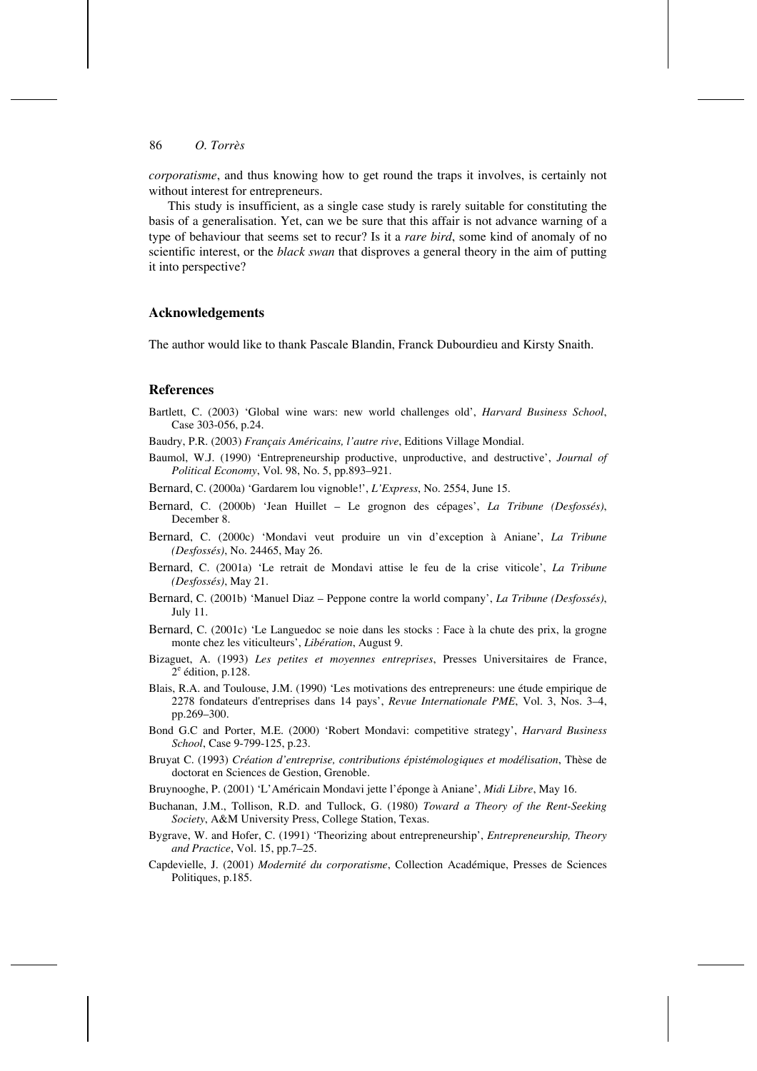*corporatisme*, and thus knowing how to get round the traps it involves, is certainly not without interest for entrepreneurs.

This study is insufficient, as a single case study is rarely suitable for constituting the basis of a generalisation. Yet, can we be sure that this affair is not advance warning of a type of behaviour that seems set to recur? Is it a *rare bird*, some kind of anomaly of no scientific interest, or the *black swan* that disproves a general theory in the aim of putting it into perspective?

## Acknowledgements

The author would like to thank Pascale Blandin, Franck Dubourdieu and Kirsty Snaith.

## References

Bartlett, C. (2003) 'Global wine wars: new world challenges old', *Harvard Business School*, Case 303-056, p.24.

Baudry, P.R. (2003) *Français Américains, l'autre rive*, Editions Village Mondial.

Baumol, W.J. (1990) 'Entrepreneurship productive, unproductive, and destructive', *Journal of Political Economy*, Vol. 98, No. 5, pp.893–921.

Bernard, C. (2000a) 'Gardarem lou vignoble!', *L'Express*, No. 2554, June 15.

Bernard, C. (2000b) 'Jean Huillet – Le grognon des cépages', *La Tribune (Desfossés)*, December 8.

Bernard, C. (2000c) 'Mondavi veut produire un vin d'exception à Aniane', *La Tribune (Desfossés)*, No. 24465, May 26.

Bernard, C. (2001a) 'Le retrait de Mondavi attise le feu de la crise viticole', *La Tribune (Desfossés)*, May 21.

Bernard, C. (2001b) 'Manuel Diaz – Peppone contre la world company', *La Tribune (Desfossés)*, July 11.

Bernard, C. (2001c) 'Le Languedoc se noie dans les stocks : Face à la chute des prix, la grogne monte chez les viticulteurs', *Libération*, August 9.

Bizaguet, A. (1993) *Les petites et moyennes entreprises*, Presses Universitaires de France, 2[e] édition, p.128.

Blais, R.A. and Toulouse, J.M. (1990) 'Les motivations des entrepreneurs: une étude empirique de 2278 fondateurs d'entreprises dans 14 pays', *Revue Internationale PME*, Vol. 3, Nos. 3–4, pp.269–300.

Bond G.C and Porter, M.E. (2000) 'Robert Mondavi: competitive strategy', *Harvard Business School*, Case 9-799-125, p.23.

Bruyat C. (1993) *Création d'entreprise, contributions épistémologiques et modélisation*, Thèse de doctorat en Sciences de Gestion, Grenoble.

Bruynooghe, P. (2001) 'L'Américain Mondavi jette l'éponge à Aniane', *Midi Libre*, May 16.

Buchanan, J.M., Tollison, R.D. and Tullock, G. (1980) *Toward a Theory of the Rent-Seeking Society*, A&M University Press, College Station, Texas.

Bygrave, W. and Hofer, C. (1991) 'Theorizing about entrepreneurship', *Entrepreneurship, Theory and Practice*, Vol. 15, pp.7–25.

Capdevielle, J. (2001) *Modernité du corporatisme*, Collection Académique, Presses de Sciences Politiques, p.185.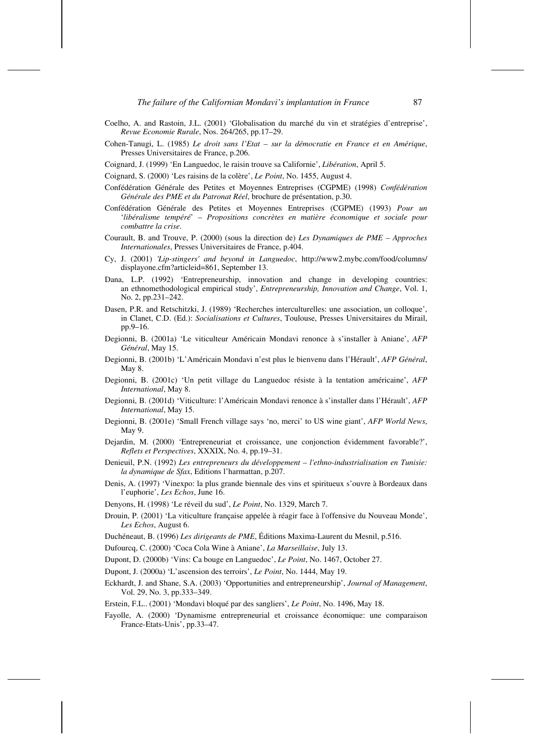Coelho, A. and Rastoin, J.L. (2001) 'Globalisation du marché du vin et stratégies d'entreprise', *Revue Economie Rurale*, Nos. 264/265, pp.17–29.

Cohen-Tanugi, L. (1985) *Le droit sans l'Etat – sur la démocratie en France et en Amérique*, Presses Universitaires de France, p.206.

Coignard, J. (1999) 'En Languedoc, le raisin trouve sa Californie', *Libération*, April 5.

Coignard, S. (2000) 'Les raisins de la colère', *Le Point*, No. 1455, August 4.

Confédération Générale des Petites et Moyennes Entreprises (CGPME) (1998) *Confédération Générale des PME et du Patronat Réel*, brochure de présentation, p.30.

Confédération Générale des Petites et Moyennes Entreprises (CGPME) (1993) *Pour un 'libéralisme tempéré' – Propositions concrètes en matière économique et sociale pour combattre la crise*.

Courault, B. and Trouve, P. (2000) (sous la direction de) *Les Dynamiques de PME – Approches Internationales*, Presses Universitaires de France, p.404.

Cy, J. (2001) *'Lip-stingers' and beyond in Languedoc*, http://www2.mybc.com/food/columns/displayone.cfm?articleid=861, September 13.

Dana, L.P. (1992) 'Entrepreneurship, innovation and change in developing countries: an ethnomethodological empirical study', *Entrepreneurship, Innovation and Change*, Vol. 1, No. 2, pp.231–242.

Dasen, P.R. and Retschitzki, J. (1989) 'Recherches interculturelles: une association, un colloque', in Clanet, C.D. (Ed.): *Socialisations et Cultures*, Toulouse, Presses Universitaires du Mirail, pp.9–16.

Degionni, B. (2001a) 'Le viticulteur Américain Mondavi renonce à s'installer à Aniane', *AFP Général*, May 15.

Degionni, B. (2001b) 'L'Américain Mondavi n'est plus le bienvenu dans l'Hérault', *AFP Général*, May 8.

Degionni, B. (2001c) 'Un petit village du Languedoc résiste à la tentation américaine', *AFP International*, May 8.

Degionni, B. (2001d) 'Viticulture: l'Américain Mondavi renonce à s'installer dans l'Hérault', *AFP International*, May 15.

Degionni, B. (2001e) 'Small French village says 'no, merci' to US wine giant', *AFP World News*, May 9.

Dejardin, M. (2000) 'Entrepreneuriat et croissance, une conjonction évidemment favorable?', *Reflets et Perspectives*, XXXIX, No. 4, pp.19–31.

Denieuil, P.N. (1992) *Les entrepreneurs du développement – l'ethno-industrialisation en Tunisie: la dynamique de Sfax*, Editions l'harmattan, p.207.

Denis, A. (1997) 'Vinexpo: la plus grande biennale des vins et spiritueux s'ouvre à Bordeaux dans l'euphorie', *Les Echos*, June 16.

Denyons, H. (1998) 'Le réveil du sud', *Le Point*, No. 1329, March 7.

Drouin, P. (2001) 'La viticulture française appelée à réagir face à l'offensive du Nouveau Monde', *Les Echos*, August 6.

Duchéneaut, B. (1996) *Les dirigeants de PME*, Éditions Maxima-Laurent du Mesnil, p.516.

Dufourcq, C. (2000) 'Coca Cola Wine à Aniane', *La Marseillaise*, July 13.

Dupont, D. (2000b) 'Vins: Ca bouge en Languedoc', *Le Point*, No. 1467, October 27.

Dupont, J. (2000a) 'L'ascension des terroirs', *Le Point*, No. 1444, May 19.

Eckhardt, J. and Shane, S.A. (2003) 'Opportunities and entrepreneurship', *Journal of Management*, Vol. 29, No. 3, pp.333–349.

Erstein, F.L.. (2001) 'Mondavi bloqué par des sangliers', *Le Point*, No. 1496, May 18.

Fayolle, A. (2000) 'Dynamisme entrepreneurial et croissance économique: une comparaison France-Etats-Unis', pp.33–47.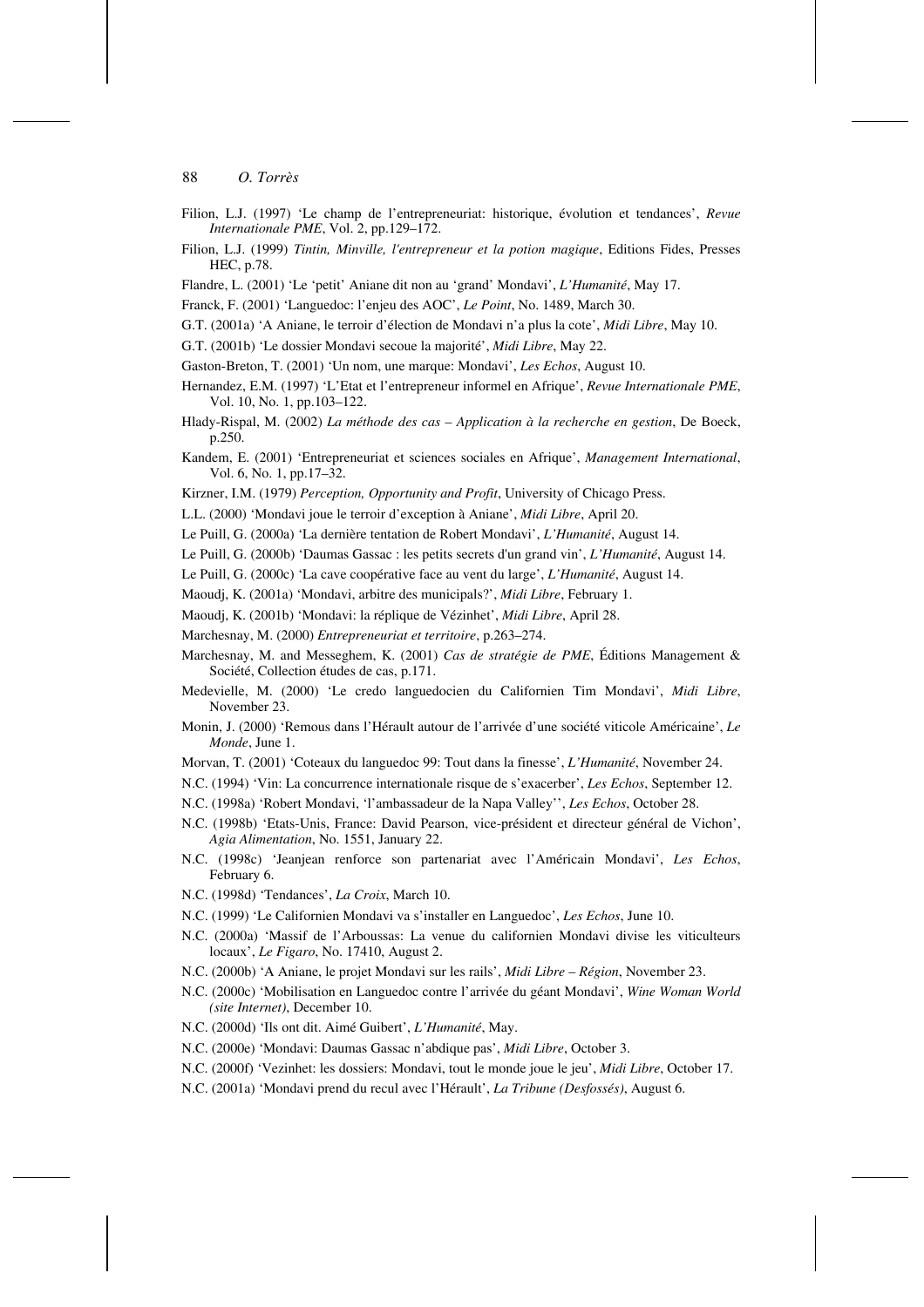Filion, L.J. (1997) 'Le champ de l'entrepreneuriat: historique, évolution et tendances', *Revue Internationale PME*, Vol. 2, pp.129–172.

Filion, L.J. (1999) *Tintin, Minville, l'entrepreneur et la potion magique*, Editions Fides, Presses HEC, p.78.

Flandre, L. (2001) 'Le 'petit' Aniane dit non au 'grand' Mondavi', *L'Humanité*, May 17.

Franck, F. (2001) 'Languedoc: l'enjeu des AOC', *Le Point*, No. 1489, March 30.

G.T. (2001a) 'A Aniane, le terroir d'élection de Mondavi n'a plus la cote', *Midi Libre*, May 10.

G.T. (2001b) 'Le dossier Mondavi secoue la majorité', *Midi Libre*, May 22.

Gaston-Breton, T. (2001) 'Un nom, une marque: Mondavi', *Les Echos*, August 10.

Hernandez, E.M. (1997) 'L'Etat et l'entrepreneur informel en Afrique', *Revue Internationale PME*, Vol. 10, No. 1, pp.103–122.

Hlady-Rispal, M. (2002) *La méthode des cas – Application à la recherche en gestion*, De Boeck, p.250.

Kandem, E. (2001) 'Entrepreneuriat et sciences sociales en Afrique', *Management International*, Vol. 6, No. 1, pp.17–32.

Kirzner, I.M. (1979) *Perception, Opportunity and Profit*, University of Chicago Press.

L.L. (2000) 'Mondavi joue le terroir d'exception à Aniane', *Midi Libre*, April 20.

Le Puill, G. (2000a) 'La dernière tentation de Robert Mondavi', *L'Humanité*, August 14.

Le Puill, G. (2000b) 'Daumas Gassac : les petits secrets d'un grand vin', *L'Humanité*, August 14.

Le Puill, G. (2000c) 'La cave coopérative face au vent du large', *L'Humanité*, August 14.

Maoudj, K. (2001a) 'Mondavi, arbitre des municipals?', *Midi Libre*, February 1.

Maoudj, K. (2001b) 'Mondavi: la réplique de Vézinhet', *Midi Libre*, April 28.

Marchesnay, M. (2000) *Entrepreneuriat et territoire*, p.263–274.

Marchesnay, M. and Messeghem, K. (2001) *Cas de stratégie de PME*, Éditions Management & Société, Collection études de cas, p.171.

Medevielle, M. (2000) 'Le credo languedocien du Californien Tim Mondavi', *Midi Libre*, November 23.

Monin, J. (2000) 'Remous dans l'Hérault autour de l'arrivée d'une société viticole Américaine', *Le Monde*, June 1.

Morvan, T. (2001) 'Coteaux du languedoc 99: Tout dans la finesse', *L'Humanité*, November 24.

N.C. (1994) 'Vin: La concurrence internationale risque de s'exacerber', *Les Echos*, September 12.

N.C. (1998a) 'Robert Mondavi, 'l'ambassadeur de la Napa Valley'', *Les Echos*, October 28.

N.C. (1998b) 'Etats-Unis, France: David Pearson, vice-président et directeur général de Vichon', *Agia Alimentation*, No. 1551, January 22.

N.C. (1998c) 'Jeanjean renforce son partenariat avec l'Américain Mondavi', *Les Echos*, February 6.

N.C. (1998d) 'Tendances', *La Croix*, March 10.

N.C. (1999) 'Le Californien Mondavi va s'installer en Languedoc', *Les Echos*, June 10.

N.C. (2000a) 'Massif de l'Arboussas: La venue du californien Mondavi divise les viticulteurs locaux', *Le Figaro*, No. 17410, August 2.

N.C. (2000b) 'A Aniane, le projet Mondavi sur les rails', *Midi Libre – Région*, November 23.

N.C. (2000c) 'Mobilisation en Languedoc contre l'arrivée du géant Mondavi', *Wine Woman World (site Internet)*, December 10.

N.C. (2000d) 'Ils ont dit. Aimé Guibert', *L'Humanité*, May.

N.C. (2000e) 'Mondavi: Daumas Gassac n'abdique pas', *Midi Libre*, October 3.

N.C. (2000f) 'Vezinhet: les dossiers: Mondavi, tout le monde joue le jeu', *Midi Libre*, October 17.

N.C. (2001a) 'Mondavi prend du recul avec l'Hérault', *La Tribune (Desfossés)*, August 6.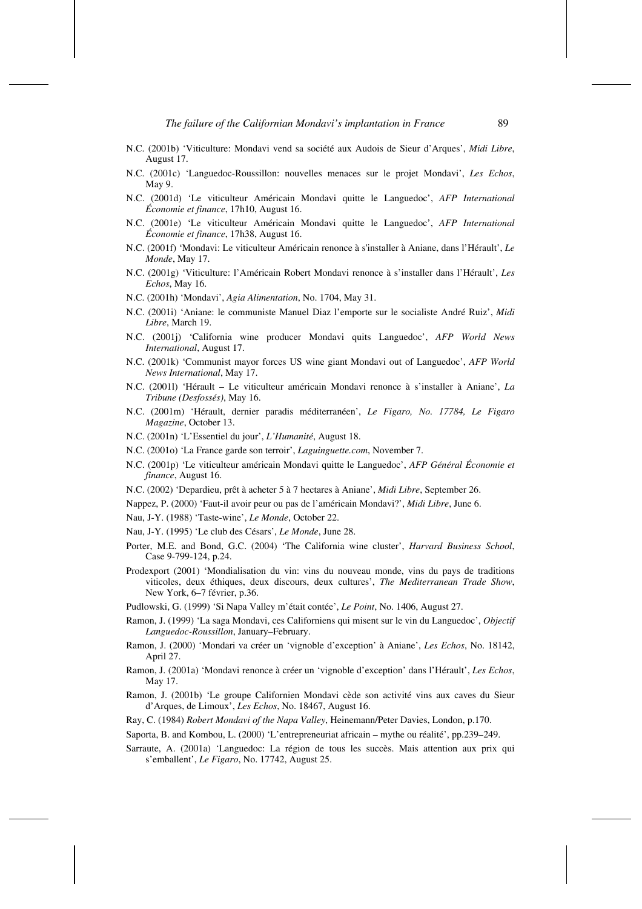N.C. (2001b) 'Viticulture: Mondavi vend sa société aux Audois de Sieur d'Arques', *Midi Libre*, August 17.

N.C. (2001c) 'Languedoc-Roussillon: nouvelles menaces sur le projet Mondavi', *Les Echos*, May 9.

N.C. (2001d) 'Le viticulteur Américain Mondavi quitte le Languedoc', *AFP International Économie et finance*, 17h10, August 16.

N.C. (2001e) 'Le viticulteur Américain Mondavi quitte le Languedoc', *AFP International Économie et finance*, 17h38, August 16.

N.C. (2001f) 'Mondavi: Le viticulteur Américain renonce à s'installer à Aniane, dans l'Hérault', *Le Monde*, May 17.

N.C. (2001g) 'Viticulture: l'Américain Robert Mondavi renonce à s'installer dans l'Hérault', *Les Echos*, May 16.

N.C. (2001h) 'Mondavi', *Agia Alimentation*, No. 1704, May 31.

N.C. (2001i) 'Aniane: le communiste Manuel Diaz l'emporte sur le socialiste André Ruiz', *Midi Libre*, March 19.

N.C. (2001j) 'California wine producer Mondavi quits Languedoc', *AFP World News International*, August 17.

N.C. (2001k) 'Communist mayor forces US wine giant Mondavi out of Languedoc', *AFP World News International*, May 17.

N.C. (2001l) 'Hérault – Le viticulteur américain Mondavi renonce à s'installer à Aniane', *La Tribune (Desfossés)*, May 16.

N.C. (2001m) 'Hérault, dernier paradis méditerranéen', *Le Figaro, No. 17784, Le Figaro Magazine*, October 13.

N.C. (2001n) 'L'Essentiel du jour', *L'Humanité*, August 18.

N.C. (2001o) 'La France garde son terroir', *Laguinguette.com*, November 7.

N.C. (2001p) 'Le viticulteur américain Mondavi quitte le Languedoc', *AFP Général Économie et finance*, August 16.

N.C. (2002) 'Depardieu, prêt à acheter 5 à 7 hectares à Aniane', *Midi Libre*, September 26.

Nappez, P. (2000) 'Faut-il avoir peur ou pas de l'américain Mondavi?', *Midi Libre*, June 6.

Nau, J-Y. (1988) 'Taste-wine', *Le Monde*, October 22.

Nau, J-Y. (1995) 'Le club des Césars', *Le Monde*, June 28.

Porter, M.E. and Bond, G.C. (2004) 'The California wine cluster', *Harvard Business School*, Case 9-799-124, p.24.

Prodexport (2001) 'Mondialisation du vin: vins du nouveau monde, vins du pays de traditions viticoles, deux éthiques, deux discours, deux cultures', *The Mediterranean Trade Show*, New York, 6–7 février, p.36.

Pudlowski, G. (1999) 'Si Napa Valley m'était contée', *Le Point*, No. 1406, August 27.

Ramon, J. (1999) 'La saga Mondavi, ces Californiens qui misent sur le vin du Languedoc', *Objectif Languedoc-Roussillon*, January–February.

Ramon, J. (2000) 'Mondari va créer un 'vignoble d'exception' à Aniane', *Les Echos*, No. 18142, April 27.

Ramon, J. (2001a) 'Mondavi renonce à créer un 'vignoble d'exception' dans l'Hérault', *Les Echos*, May 17.

Ramon, J. (2001b) 'Le groupe Californien Mondavi cède son activité vins aux caves du Sieur d'Arques, de Limoux', *Les Echos*, No. 18467, August 16.

Ray, C. (1984) *Robert Mondavi of the Napa Valley*, Heinemann/Peter Davies, London, p.170.

Saporta, B. and Kombou, L. (2000) 'L'entrepreneuriat africain – mythe ou réalité', pp.239–249.

Sarraute, A. (2001a) 'Languedoc: La région de tous les succès. Mais attention aux prix qui s'emballent', *Le Figaro*, No. 17742, August 25.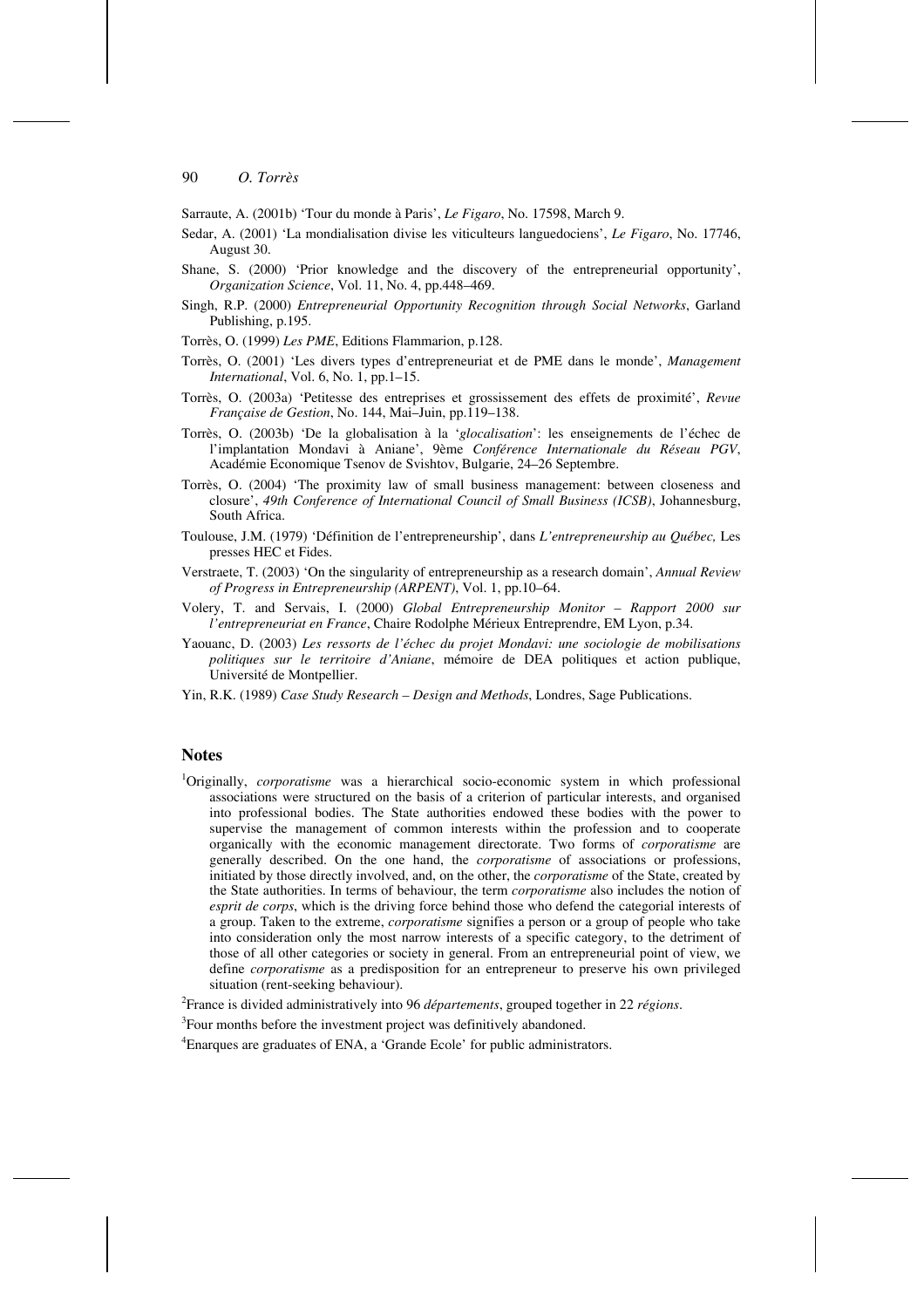Sarraute, A. (2001b) 'Tour du monde à Paris', *Le Figaro*, No. 17598, March 9.

Sedar, A. (2001) 'La mondialisation divise les viticulteurs languedociens', *Le Figaro*, No. 17746, August 30.

Shane, S. (2000) 'Prior knowledge and the discovery of the entrepreneurial opportunity', *Organization Science*, Vol. 11, No. 4, pp.448–469.

Singh, R.P. (2000) *Entrepreneurial Opportunity Recognition through Social Networks*, Garland Publishing, p.195.

Torrès, O. (1999) *Les PME*, Editions Flammarion, p.128.

Torrès, O. (2001) 'Les divers types d'entrepreneuriat et de PME dans le monde', *Management International*, Vol. 6, No. 1, pp.1–15.

Torrès, O. (2003a) 'Petitesse des entreprises et grossissement des effets de proximité', *Revue Française de Gestion*, No. 144, Mai–Juin, pp.119–138.

Torrès, O. (2003b) 'De la globalisation à la '*glocalisation*': les enseignements de l'échec de l'implantation Mondavi à Aniane', 9ème *Conférence Internationale du Réseau PGV*, Académie Economique Tsenov de Svishtov, Bulgarie, 24–26 Septembre.

Torrès, O. (2004) 'The proximity law of small business management: between closeness and closure', *49th Conference of International Council of Small Business (ICSB)*, Johannesburg, South Africa.

Toulouse, J.M. (1979) 'Définition de l'entrepreneurship', dans *L'entrepreneurship au Québec,* Les presses HEC et Fides.

Verstraete, T. (2003) 'On the singularity of entrepreneurship as a research domain', *Annual Review of Progress in Entrepreneurship (ARPENT)*, Vol. 1, pp.10–64.

Volery, T. and Servais, I. (2000) *Global Entrepreneurship Monitor – Rapport 2000 sur l'entrepreneuriat en France*, Chaire Rodolphe Mérieux Entreprendre, EM Lyon, p.34.

Yaouanc, D. (2003) *Les ressorts de l'échec du projet Mondavi: une sociologie de mobilisations politiques sur le territoire d'Aniane*, mémoire de DEA politiques et action publique, Université de Montpellier.

Yin, R.K. (1989) *Case Study Research – Design and Methods*, Londres, Sage Publications.

## Notes

[1]Originally, *corporatisme* was a hierarchical socio-economic system in which professional associations were structured on the basis of a criterion of particular interests, and organised into professional bodies. The State authorities endowed these bodies with the power to supervise the management of common interests within the profession and to cooperate organically with the economic management directorate. Two forms of *corporatisme* are generally described. On the one hand, the *corporatisme* of associations or professions, initiated by those directly involved, and, on the other, the *corporatisme* of the State, created by the State authorities. In terms of behaviour, the term *corporatisme* also includes the notion of *esprit de corps*, which is the driving force behind those who defend the categorial interests of a group. Taken to the extreme, *corporatisme* signifies a person or a group of people who take into consideration only the most narrow interests of a specific category, to the detriment of those of all other categories or society in general. From an entrepreneurial point of view, we define *corporatisme* as a predisposition for an entrepreneur to preserve his own privileged situation (rent-seeking behaviour).

[2]France is divided administratively into 96 *départements*, grouped together in 22 *régions*.

[3]Four months before the investment project was definitively abandoned.

[4]Enarques are graduates of ENA, a 'Grande Ecole' for public administrators.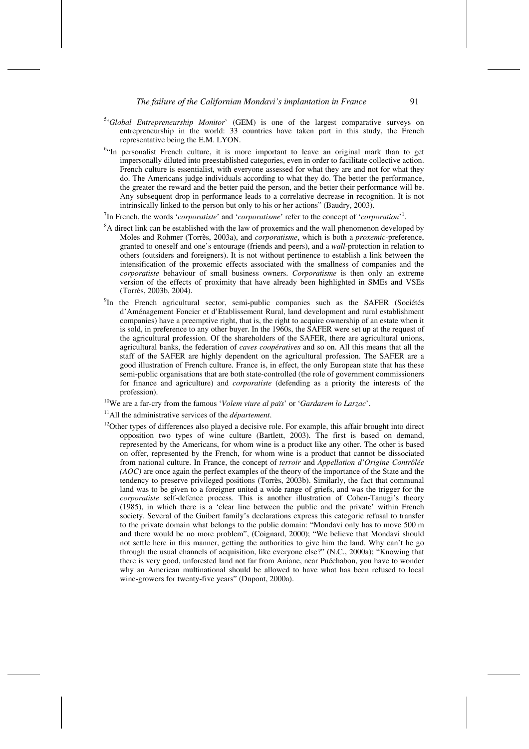[5]'*Global Entrepreneurship Monitor*' (GEM) is one of the largest comparative surveys on entrepreneurship in the world: 33 countries have taken part in this study, the French representative being the E.M. LYON.

[6]"In personalist French culture, it is more important to leave an original mark than to get impersonally diluted into preestablished categories, even in order to facilitate collective action. French culture is essentialist, with everyone assessed for what they are and not for what they do. The Americans judge individuals according to what they do. The better the performance, the greater the reward and the better paid the person, and the better their performance will be. Any subsequent drop in performance leads to a correlative decrease in recognition. It is not intrinsically linked to the person but only to his or her actions" (Baudry, 2003).

[7]In French, the words '*corporatiste*' and '*corporatisme*' refer to the concept of '*corporation*'[1].

[8]A direct link can be established with the law of proxemics and the wall phenomenon developed by Moles and Rohmer (Torrès, 2003a), and *corporatisme*, which is both a *proxemic*-preference, granted to oneself and one's entourage (friends and peers), and a *wall*-protection in relation to others (outsiders and foreigners). It is not without pertinence to establish a link between the intensification of the proxemic effects associated with the smallness of companies and the *corporatiste* behaviour of small business owners. *Corporatisme* is then only an extreme version of the effects of proximity that have already been highlighted in SMEs and VSEs (Torrès, 2003b, 2004).

[9]In the French agricultural sector, semi-public companies such as the SAFER (Sociétés d'Aménagement Foncier et d'Etablissement Rural, land development and rural establishment companies) have a preemptive right, that is, the right to acquire ownership of an estate when it is sold, in preference to any other buyer. In the 1960s, the SAFER were set up at the request of the agricultural profession. Of the shareholders of the SAFER, there are agricultural unions, agricultural banks, the federation of *caves coopératives* and so on. All this means that all the staff of the SAFER are highly dependent on the agricultural profession. The SAFER are a good illustration of French culture. France is, in effect, the only European state that has these semi-public organisations that are both state-controlled (the role of government commissioners for finance and agriculture) and *corporatiste* (defending as a priority the interests of the profession).

[10]We are a far-cry from the famous '*Volem viure al païs*' or '*Gardarem lo Larzac*'.

[11]All the administrative services of the *département*.

[12]Other types of differences also played a decisive role. For example, this affair brought into direct opposition two types of wine culture (Bartlett, 2003). The first is based on demand, represented by the Americans, for whom wine is a product like any other. The other is based on offer, represented by the French, for whom wine is a product that cannot be dissociated from national culture. In France, the concept of *terroir* and *Appellation d'Origine Contrôlée (AOC)* are once again the perfect examples of the theory of the importance of the State and the tendency to preserve privileged positions (Torrès, 2003b). Similarly, the fact that communal land was to be given to a foreigner united a wide range of griefs, and was the trigger for the *corporatiste* self-defence process. This is another illustration of Cohen-Tanugi's theory (1985), in which there is a 'clear line between the public and the private' within French society. Several of the Guibert family's declarations express this categoric refusal to transfer to the private domain what belongs to the public domain: "Mondavi only has to move 500 m and there would be no more problem", (Coignard, 2000); "We believe that Mondavi should not settle here in this manner, getting the authorities to give him the land. Why can't he go through the usual channels of acquisition, like everyone else?" (N.C., 2000a); "Knowing that there is very good, unforested land not far from Aniane, near Puéchabon, you have to wonder why an American multinational should be allowed to have what has been refused to local wine-growers for twenty-five years" (Dupont, 2000a).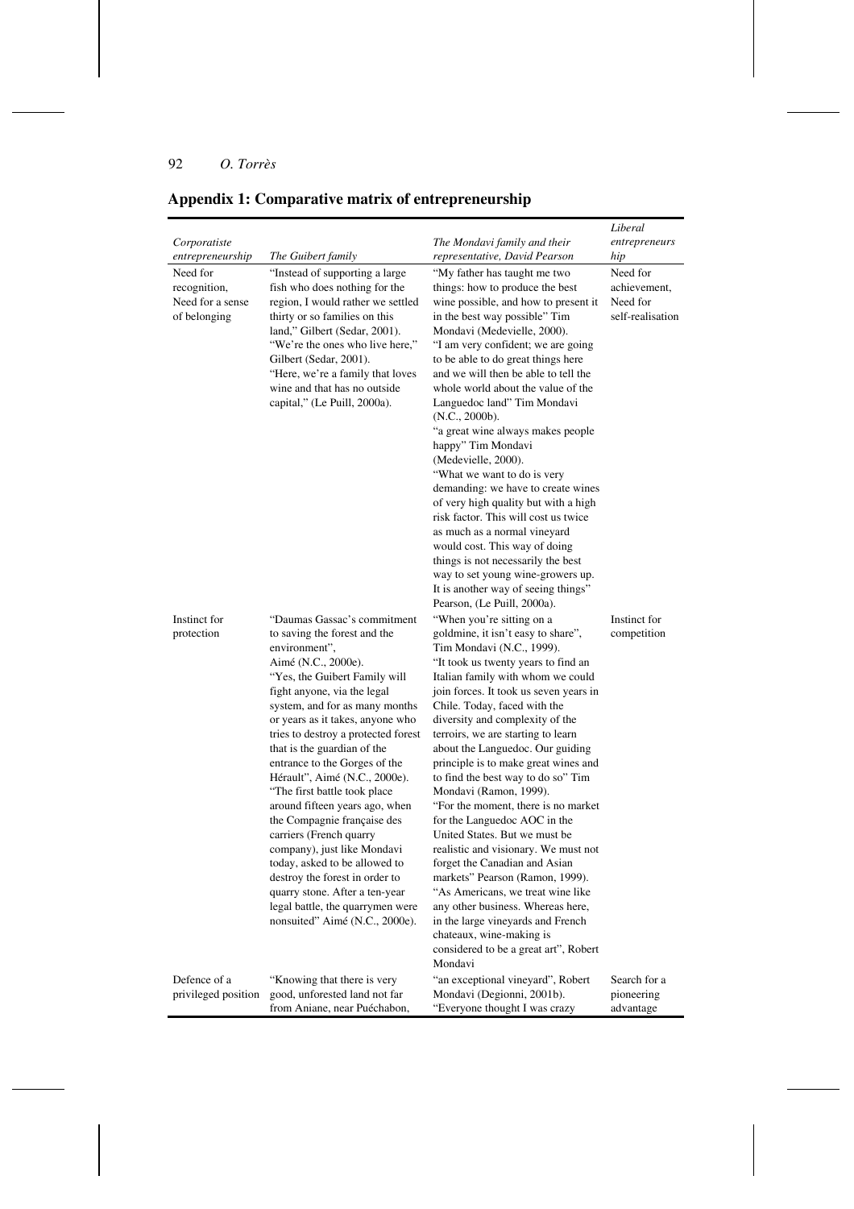## Appendix 1: Comparative matrix of entrepreneurship

| *Corporatiste entrepreneurship* | *The Guibert family* | *The Mondavi family and their representative, David Pearson* | *Liberal entrepreneurs hip* |
|---|---|---|---|
| Need for recognition, Need for a sense of belonging | "Instead of supporting a large fish who does nothing for the region, I would rather we settled thirty or so families on this land," Gilbert (Sedar, 2001). "We're the ones who live here," Gilbert (Sedar, 2001). "Here, we're a family that loves wine and that has no outside capital," (Le Puill, 2000a). | "My father has taught me two things: how to produce the best wine possible, and how to present it in the best way possible" Tim Mondavi (Medevielle, 2000). "I am very confident; we are going to be able to do great things here and we will then be able to tell the whole world about the value of the Languedoc land" Tim Mondavi (N.C., 2000b). "a great wine always makes people happy" Tim Mondavi (Medevielle, 2000). "What we want to do is very demanding: we have to create wines of very high quality but with a high risk factor. This will cost us twice as much as a normal vineyard would cost. This way of doing things is not necessarily the best way to set young wine-growers up. It is another way of seeing things" Pearson, (Le Puill, 2000a). | Need for achievement, Need for self-realisation |
| Instinct for protection | "Daumas Gassac's commitment to saving the forest and the environment", Aimé (N.C., 2000e). "Yes, the Guibert Family will fight anyone, via the legal system, and for as many months or years as it takes, anyone who tries to destroy a protected forest that is the guardian of the entrance to the Gorges of the Hérault", Aimé (N.C., 2000e). "The first battle took place around fifteen years ago, when the Compagnie française des carriers (French quarry company), just like Mondavi today, asked to be allowed to destroy the forest in order to quarry stone. After a ten-year legal battle, the quarrymen were nonsuited" Aimé (N.C., 2000e). | "When you're sitting on a goldmine, it isn't easy to share", Tim Mondavi (N.C., 1999). "It took us twenty years to find an Italian family with whom we could join forces. It took us seven years in Chile. Today, faced with the diversity and complexity of the terroirs, we are starting to learn about the Languedoc. Our guiding principle is to make great wines and to find the best way to do so" Tim Mondavi (Ramon, 1999). "For the moment, there is no market for the Languedoc AOC in the United States. But we must be realistic and visionary. We must not forget the Canadian and Asian markets" Pearson (Ramon, 1999). "As Americans, we treat wine like any other business. Whereas here, in the large vineyards and French chateaux, wine-making is considered to be a great art", Robert Mondavi | Instinct for competition |
| Defence of a privileged position | "Knowing that there is very good, unforested land not far from Aniane, near Puéchabon, | "an exceptional vineyard", Robert Mondavi (Degionni, 2001b). "Everyone thought I was crazy | Search for a pioneering advantage |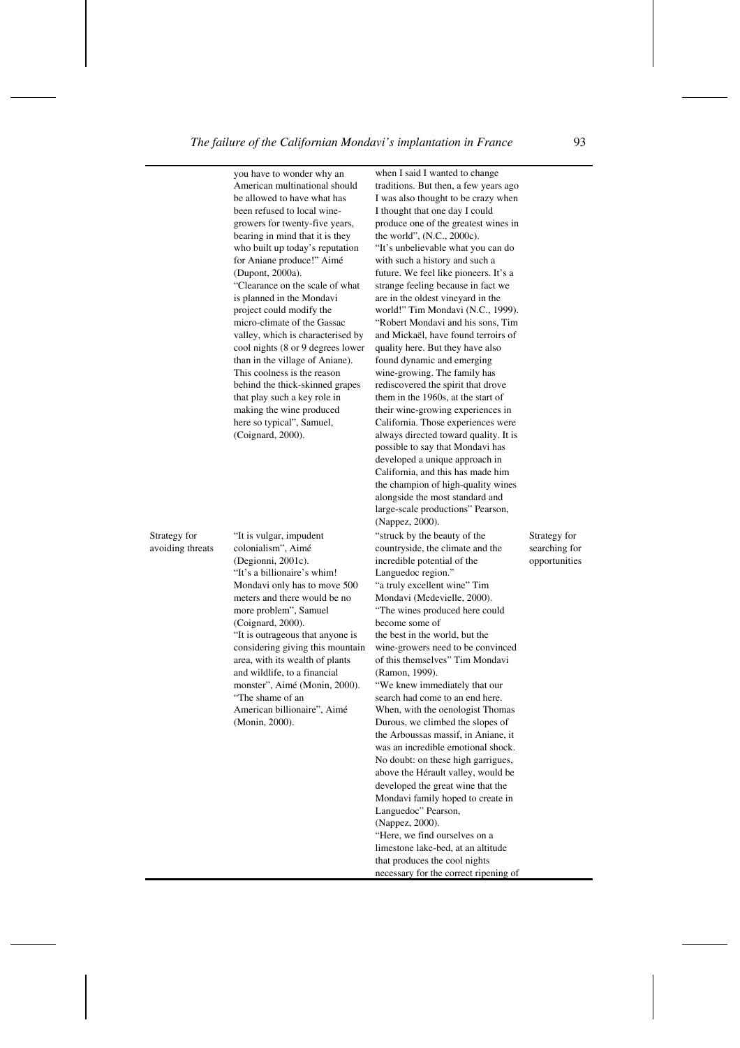| | | | |
|---|---|---|---|
| | you have to wonder why an American multinational should be allowed to have what has been refused to local wine-growers for twenty-five years, bearing in mind that it is they who built up today's reputation for Aniane produce!" Aimé (Dupont, 2000a). "Clearance on the scale of what is planned in the Mondavi project could modify the micro-climate of the Gassac valley, which is characterised by cool nights (8 or 9 degrees lower than in the village of Aniane). This coolness is the reason behind the thick-skinned grapes that play such a key role in making the wine produced here so typical", Samuel, (Coignard, 2000). | when I said I wanted to change traditions. But then, a few years ago I was also thought to be crazy when I thought that one day I could produce one of the greatest wines in the world", (N.C., 2000c). "It's unbelievable what you can do with such a history and such a future. We feel like pioneers. It's a strange feeling because in fact we are in the oldest vineyard in the world!" Tim Mondavi (N.C., 1999). "Robert Mondavi and his sons, Tim and Mickaël, have found terroirs of quality here. But they have also found dynamic and emerging wine-growing. The family has rediscovered the spirit that drove them in the 1960s, at the start of their wine-growing experiences in California. Those experiences were always directed toward quality. It is possible to say that Mondavi has developed a unique approach in California, and this has made him the champion of high-quality wines alongside the most standard and large-scale productions" Pearson, (Nappez, 2000). | |
| Strategy for avoiding threats | "It is vulgar, impudent colonialism", Aimé (Degionni, 2001c). "It's a billionaire's whim! Mondavi only has to move 500 meters and there would be no more problem", Samuel (Coignard, 2000). "It is outrageous that anyone is considering giving this mountain area, with its wealth of plants and wildlife, to a financial monster", Aimé (Monin, 2000). "The shame of an American billionaire", Aimé (Monin, 2000). | "struck by the beauty of the countryside, the climate and the incredible potential of the Languedoc region." "a truly excellent wine" Tim Mondavi (Medevielle, 2000). "The wines produced here could become some of the best in the world, but the wine-growers need to be convinced of this themselves" Tim Mondavi (Ramon, 1999). "We knew immediately that our search had come to an end here. When, with the oenologist Thomas Durous, we climbed the slopes of the Arboussas massif, in Aniane, it was an incredible emotional shock. No doubt: on these high garrigues, above the Hérault valley, would be developed the great wine that the Mondavi family hoped to create in Languedoc" Pearson, (Nappez, 2000). "Here, we find ourselves on a limestone lake-bed, at an altitude that produces the cool nights necessary for the correct ripening of | Strategy for searching for opportunities |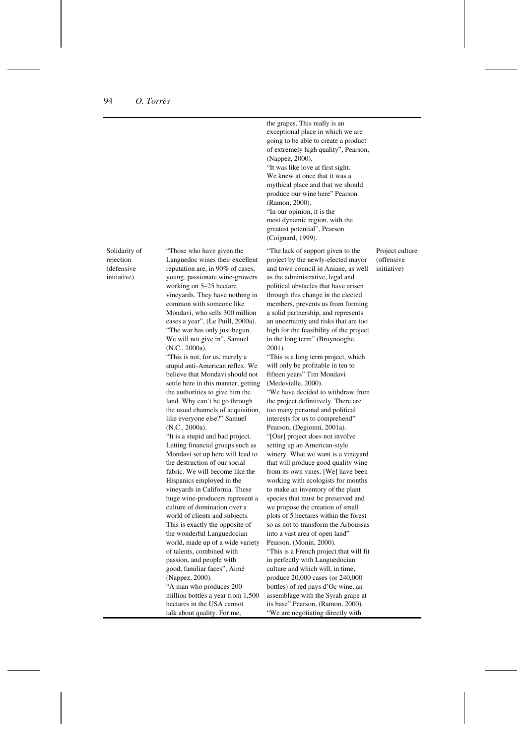| | | | |
|---|---|---|---|
| | | the grapes. This really is an exceptional place in which we are going to be able to create a product of extremely high quality", Pearson, (Nappez, 2000). "It was like love at first sight. We knew at once that it was a mythical place and that we should produce our wine here" Pearson (Ramon, 2000). "In our opinion, it is the most dynamic region, with the greatest potential", Pearson (Coignard, 1999). | |
| Solidarity of rejection (defensive initiative) | "Those who have given the Languedoc wines their excellent reputation are, in 90% of cases, young, passionate wine-growers working on 5–25 hectare vineyards. They have nothing in common with someone like Mondavi, who sells 300 million cases a year", (Le Puill, 2000a). "The war has only just begun. We will not give in", Samuel (N.C., 2000a). "This is not, for us, merely a stupid anti-American reflex. We believe that Mondavi should not settle here in this manner, getting the authorities to give him the land. Why can't he go through the usual channels of acquisition, like everyone else?" Samuel (N.C., 2000a). "It is a stupid and bad project. Letting financial groups such as Mondavi set up here will lead to the destruction of our social fabric. We will become like the Hispanics employed in the vineyards in California. These huge wine-producers represent a culture of domination over a world of clients and subjects. This is exactly the opposite of the wonderful Languedocian world, made up of a wide variety of talents, combined with passion, and people with good, familiar faces", Aimé (Nappez, 2000). "A man who produces 200 million bottles a year from 1,500 hectares in the USA cannot talk about quality. For me, | "The lack of support given to the project by the newly-elected mayor and town council in Aniane, as well as the administrative, legal and political obstacles that have arisen through this change in the elected members, prevents us from forming a solid partnership, and represents an uncertainty and risks that are too high for the feasibility of the project in the long term" (Bruynooghe, 2001). "This is a long term project, which will only be profitable in ten to fifteen years" Tim Mondavi (Medevielle, 2000). "We have decided to withdraw from the project definitively. There are too many personal and political interests for us to comprehend" Pearson, (Degionni, 2001a). "[Our] project does not involve setting up an American-style winery. What we want is a vineyard that will produce good quality wine from its own vines. [We] have been working with ecologists for months to make an inventory of the plant species that must be preserved and we propose the creation of small plots of 5 hectares within the forest so as not to transform the Arboussas into a vast area of open land" Pearson, (Monin, 2000). "This is a French project that will fit in perfectly with Languedocian culture and which will, in time, produce 20,000 cases (or 240,000 bottles) of red pays d'Oc wine, an assemblage with the Syrah grape at its base" Pearson, (Ramon, 2000). "We are negotiating directly with | Project culture (offensive initiative) |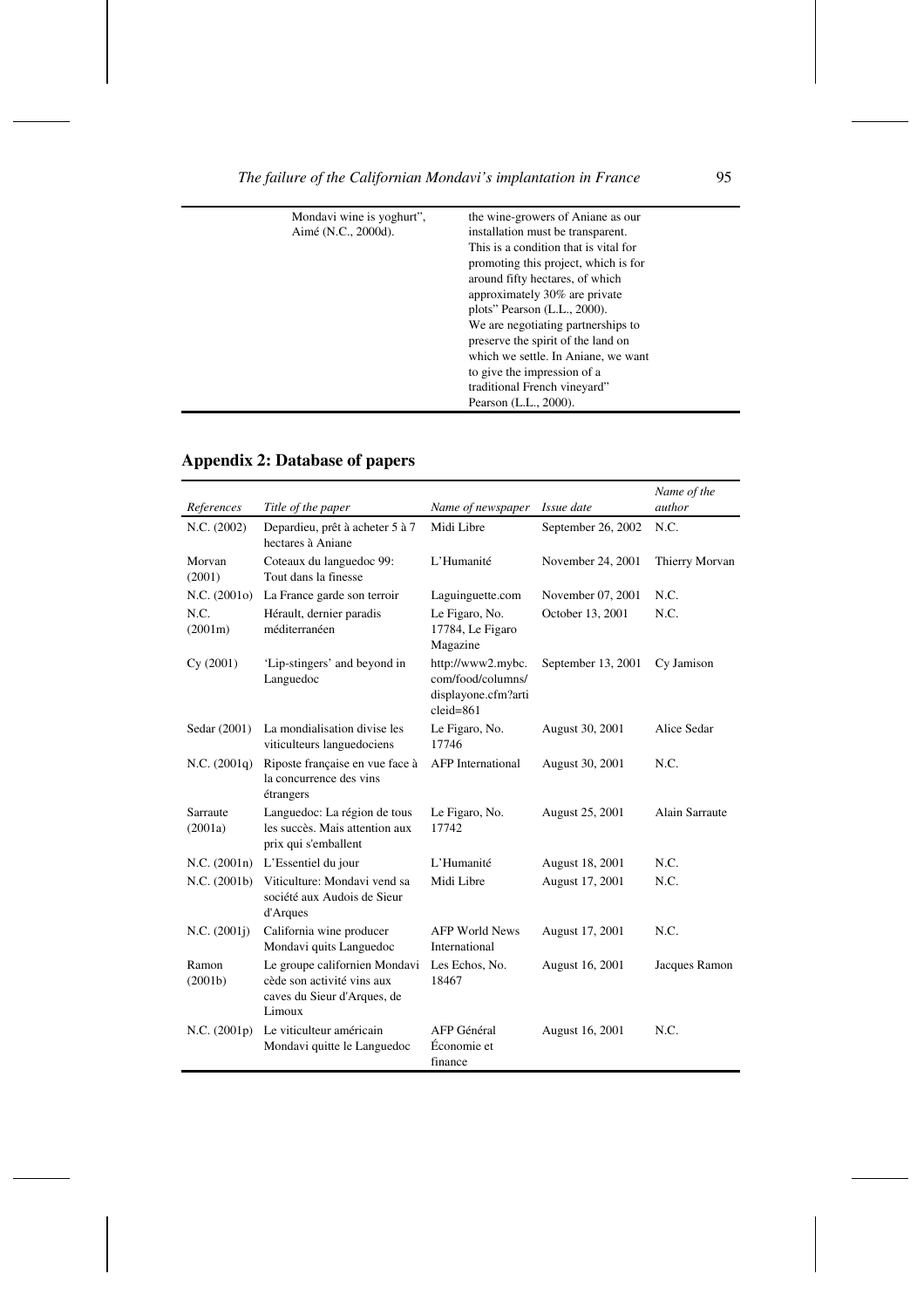| | |
|---|---|
| Mondavi wine is yoghurt", Aimé (N.C., 2000d). | the wine-growers of Aniane as our installation must be transparent. This is a condition that is vital for promoting this project, which is for around fifty hectares, of which approximately 30% are private plots" Pearson (L.L., 2000). We are negotiating partnerships to preserve the spirit of the land on which we settle. In Aniane, we want to give the impression of a traditional French vineyard" Pearson (L.L., 2000). |

## Appendix 2: Database of papers

| *References* | *Title of the paper* | *Name of newspaper* | *Issue date* | *Name of the author* |
|---|---|---|---|---|
| N.C. (2002) | Depardieu, prêt à acheter 5 à 7 hectares à Aniane | Midi Libre | September 26, 2002 | N.C. |
| Morvan (2001) | Coteaux du languedoc 99: Tout dans la finesse | L'Humanité | November 24, 2001 | Thierry Morvan |
| N.C. (2001o) | La France garde son terroir | Laguinguette.com | November 07, 2001 | N.C. |
| N.C. (2001m) | Hérault, dernier paradis méditerranéen | Le Figaro, No. 17784, Le Figaro Magazine | October 13, 2001 | N.C. |
| Cy (2001) | 'Lip-stingers' and beyond in Languedoc | http://www2.mybc.com/food/columns/displayone.cfm?articleid=861 | September 13, 2001 | Cy Jamison |
| Sedar (2001) | La mondialisation divise les viticulteurs languedociens | Le Figaro, No. 17746 | August 30, 2001 | Alice Sedar |
| N.C. (2001q) | Riposte française en vue face à la concurrence des vins étrangers | AFP International | August 30, 2001 | N.C. |
| Sarraute (2001a) | Languedoc: La région de tous les succès. Mais attention aux prix qui s'emballent | Le Figaro, No. 17742 | August 25, 2001 | Alain Sarraute |
| N.C. (2001n) | L'Essentiel du jour | L'Humanité | August 18, 2001 | N.C. |
| N.C. (2001b) | Viticulture: Mondavi vend sa société aux Audois de Sieur d'Arques | Midi Libre | August 17, 2001 | N.C. |
| N.C. (2001j) | California wine producer Mondavi quits Languedoc | AFP World News International | August 17, 2001 | N.C. |
| Ramon (2001b) | Le groupe californien Mondavi cède son activité vins aux caves du Sieur d'Arques, de Limoux | Les Echos, No. 18467 | August 16, 2001 | Jacques Ramon |
| N.C. (2001p) | Le viticulteur américain Mondavi quitte le Languedoc | AFP Général Économie et finance | August 16, 2001 | N.C. |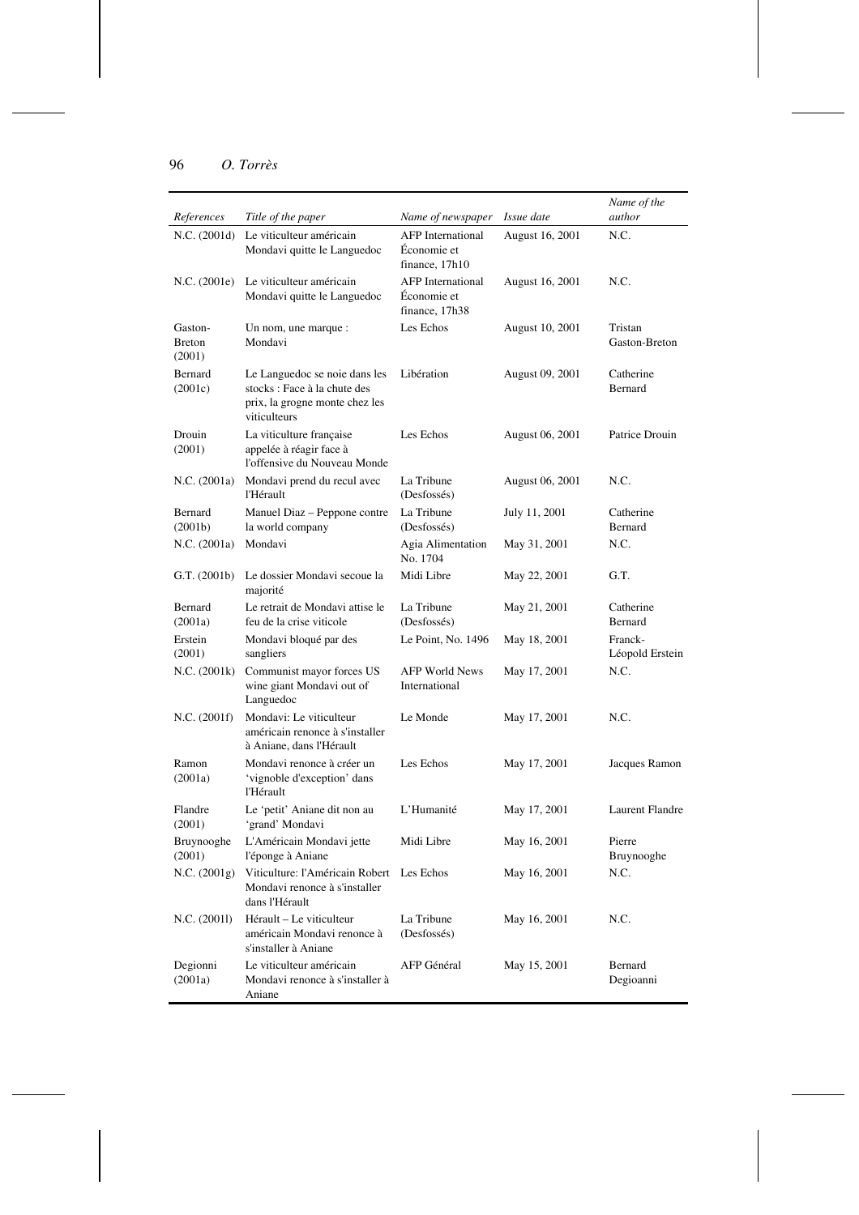| References | Title of the paper | Name of newspaper | Issue date | Name of the author |
|---|---|---|---|---|
| N.C. (2001d) | Le viticulteur américain Mondavi quitte le Languedoc | AFP International Économie et finance, 17h10 | August 16, 2001 | N.C. |
| N.C. (2001e) | Le viticulteur américain Mondavi quitte le Languedoc | AFP International Économie et finance, 17h38 | August 16, 2001 | N.C. |
| Gaston-Breton (2001) | Un nom, une marque : Mondavi | Les Echos | August 10, 2001 | Tristan Gaston-Breton |
| Bernard (2001c) | Le Languedoc se noie dans les stocks : Face à la chute des prix, la grogne monte chez les viticulteurs | Libération | August 09, 2001 | Catherine Bernard |
| Drouin (2001) | La viticulture française appelée à réagir face à l'offensive du Nouveau Monde | Les Echos | August 06, 2001 | Patrice Drouin |
| N.C. (2001a) | Mondavi prend du recul avec l'Hérault | La Tribune (Desfossés) | August 06, 2001 | N.C. |
| Bernard (2001b) | Manuel Diaz – Peppone contre la world company | La Tribune (Desfossés) | July 11, 2001 | Catherine Bernard |
| N.C. (2001a) | Mondavi | Agia Alimentation No. 1704 | May 31, 2001 | N.C. |
| G.T. (2001b) | Le dossier Mondavi secoue la majorité | Midi Libre | May 22, 2001 | G.T. |
| Bernard (2001a) | Le retrait de Mondavi attise le feu de la crise viticole | La Tribune (Desfossés) | May 21, 2001 | Catherine Bernard |
| Erstein (2001) | Mondavi bloqué par des sangliers | Le Point, No. 1496 | May 18, 2001 | Franck-Léopold Erstein |
| N.C. (2001k) | Communist mayor forces US wine giant Mondavi out of Languedoc | AFP World News International | May 17, 2001 | N.C. |
| N.C. (2001f) | Mondavi: Le viticulteur américain renonce à s'installer à Aniane, dans l'Hérault | Le Monde | May 17, 2001 | N.C. |
| Ramon (2001a) | Mondavi renonce à créer un 'vignoble d'exception' dans l'Hérault | Les Echos | May 17, 2001 | Jacques Ramon |
| Flandre (2001) | Le 'petit' Aniane dit non au 'grand' Mondavi | L'Humanité | May 17, 2001 | Laurent Flandre |
| Bruynooghe (2001) | L'Américain Mondavi jette l'éponge à Aniane | Midi Libre | May 16, 2001 | Pierre Bruynooghe |
| N.C. (2001g) | Viticulture: l'Américain Robert Mondavi renonce à s'installer dans l'Hérault | Les Echos | May 16, 2001 | N.C. |
| N.C. (2001l) | Hérault – Le viticulteur américain Mondavi renonce à s'installer à Aniane | La Tribune (Desfossés) | May 16, 2001 | N.C. |
| Degionni (2001a) | Le viticulteur américain Mondavi renonce à s'installer à Aniane | AFP Général | May 15, 2001 | Bernard Degioanni |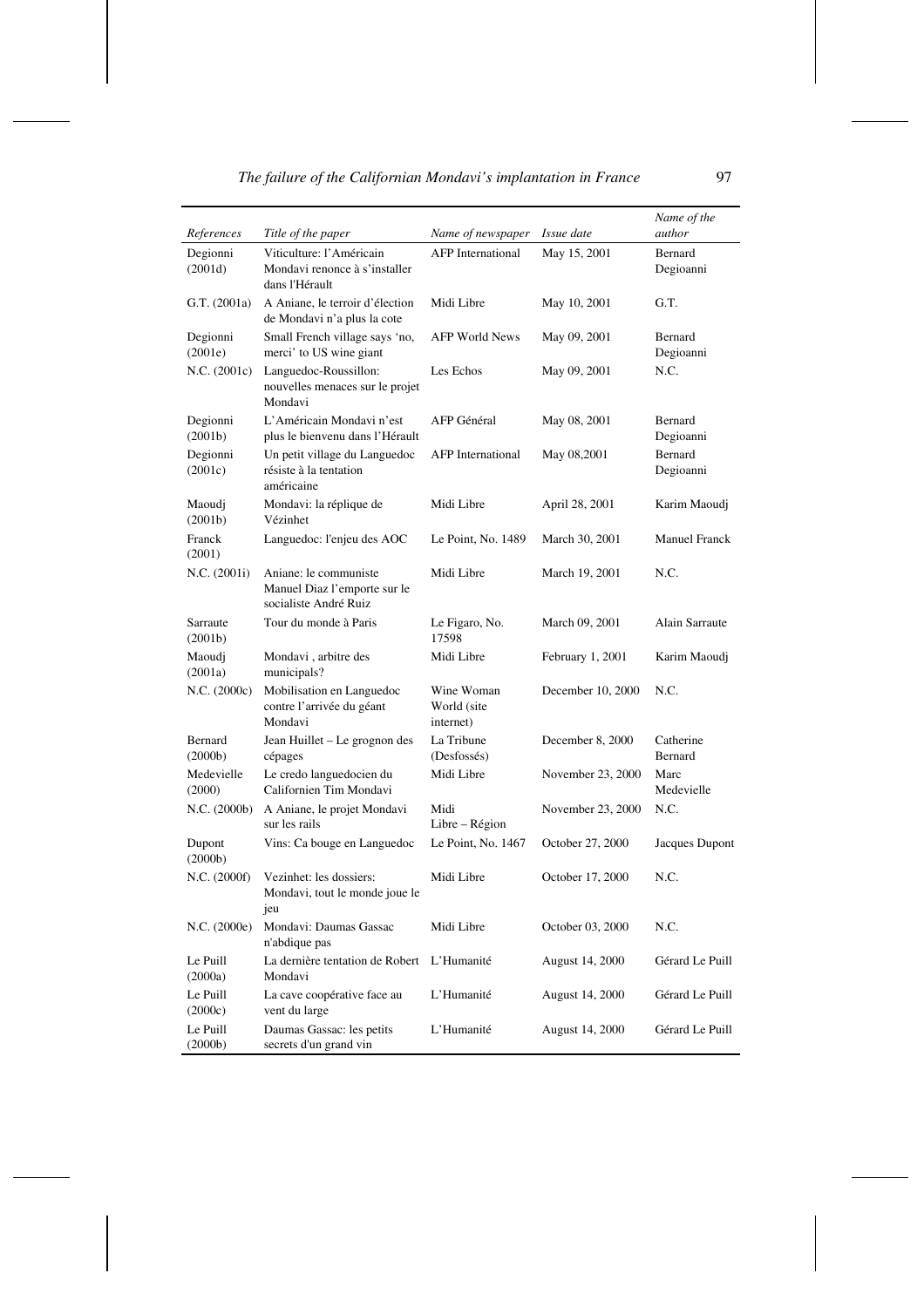| References | Title of the paper | Name of newspaper | Issue date | Name of the author |
| --- | --- | --- | --- | --- |
| Degionni (2001d) | Viticulture: l'Américain Mondavi renonce à s'installer dans l'Hérault | AFP International | May 15, 2001 | Bernard Degioanni |
| G.T. (2001a) | A Aniane, le terroir d'élection de Mondavi n'a plus la cote | Midi Libre | May 10, 2001 | G.T. |
| Degionni (2001e) | Small French village says 'no, merci' to US wine giant | AFP World News | May 09, 2001 | Bernard Degioanni |
| N.C. (2001c) | Languedoc-Roussillon: nouvelles menaces sur le projet Mondavi | Les Echos | May 09, 2001 | N.C. |
| Degionni (2001b) | L'Américain Mondavi n'est plus le bienvenu dans l'Hérault | AFP Général | May 08, 2001 | Bernard Degioanni |
| Degionni (2001c) | Un petit village du Languedoc résiste à la tentation américaine | AFP International | May 08,2001 | Bernard Degioanni |
| Maoudj (2001b) | Mondavi: la réplique de Vézinhet | Midi Libre | April 28, 2001 | Karim Maoudj |
| Franck (2001) | Languedoc: l'enjeu des AOC | Le Point, No. 1489 | March 30, 2001 | Manuel Franck |
| N.C. (2001i) | Aniane: le communiste Manuel Diaz l'emporte sur le socialiste André Ruiz | Midi Libre | March 19, 2001 | N.C. |
| Sarraute (2001b) | Tour du monde à Paris | Le Figaro, No. 17598 | March 09, 2001 | Alain Sarraute |
| Maoudj (2001a) | Mondavi , arbitre des municipals? | Midi Libre | February 1, 2001 | Karim Maoudj |
| N.C. (2000c) | Mobilisation en Languedoc contre l'arrivée du géant Mondavi | Wine Woman World (site internet) | December 10, 2000 | N.C. |
| Bernard (2000b) | Jean Huillet – Le grognon des cépages | La Tribune (Desfossés) | December 8, 2000 | Catherine Bernard |
| Medevielle (2000) | Le credo languedocien du Californien Tim Mondavi | Midi Libre | November 23, 2000 | Marc Medevielle |
| N.C. (2000b) | A Aniane, le projet Mondavi sur les rails | Midi Libre – Région | November 23, 2000 | N.C. |
| Dupont (2000b) | Vins: Ca bouge en Languedoc | Le Point, No. 1467 | October 27, 2000 | Jacques Dupont |
| N.C. (2000f) | Vezinhet: les dossiers: Mondavi, tout le monde joue le jeu | Midi Libre | October 17, 2000 | N.C. |
| N.C. (2000e) | Mondavi: Daumas Gassac n'abdique pas | Midi Libre | October 03, 2000 | N.C. |
| Le Puill (2000a) | La dernière tentation de Robert Mondavi | L'Humanité | August 14, 2000 | Gérard Le Puill |
| Le Puill (2000c) | La cave coopérative face au vent du large | L'Humanité | August 14, 2000 | Gérard Le Puill |
| Le Puill (2000b) | Daumas Gassac: les petits secrets d'un grand vin | L'Humanité | August 14, 2000 | Gérard Le Puill |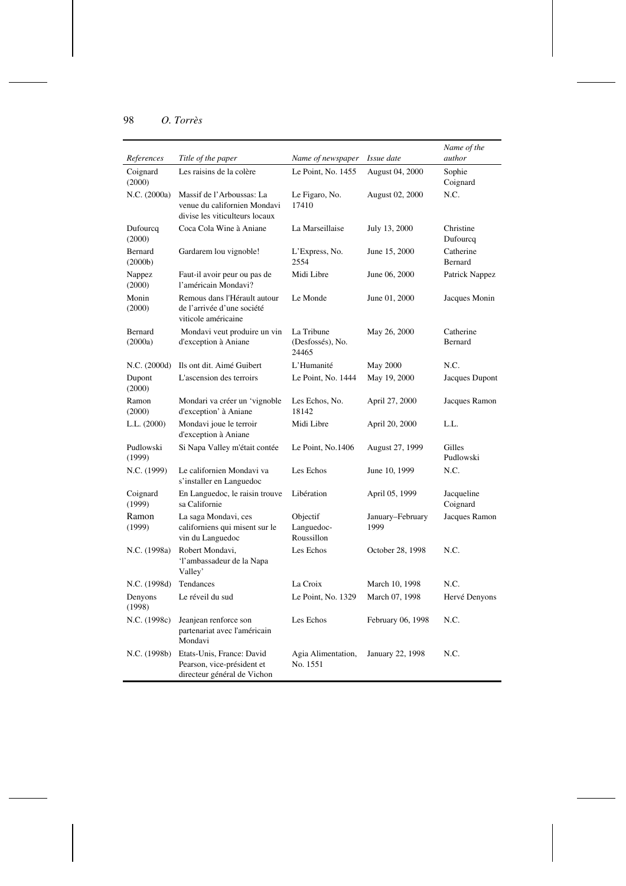| References | Title of the paper | Name of newspaper | Issue date | Name of the author |
|---|---|---|---|---|
| Coignard (2000) | Les raisins de la colère | Le Point, No. 1455 | August 04, 2000 | Sophie Coignard |
| N.C. (2000a) | Massif de l'Arboussas: La venue du californien Mondavi divise les viticulteurs locaux | Le Figaro, No. 17410 | August 02, 2000 | N.C. |
| Dufourcq (2000) | Coca Cola Wine à Aniane | La Marseillaise | July 13, 2000 | Christine Dufourcq |
| Bernard (2000b) | Gardarem lou vignoble! | L'Express, No. 2554 | June 15, 2000 | Catherine Bernard |
| Nappez (2000) | Faut-il avoir peur ou pas de l'américain Mondavi? | Midi Libre | June 06, 2000 | Patrick Nappez |
| Monin (2000) | Remous dans l'Hérault autour de l'arrivée d'une société viticole américaine | Le Monde | June 01, 2000 | Jacques Monin |
| Bernard (2000a) | Mondavi veut produire un vin d'exception à Aniane | La Tribune (Desfossés), No. 24465 | May 26, 2000 | Catherine Bernard |
| N.C. (2000d) | Ils ont dit. Aimé Guibert | L'Humanité | May 2000 | N.C. |
| Dupont (2000) | L'ascension des terroirs | Le Point, No. 1444 | May 19, 2000 | Jacques Dupont |
| Ramon (2000) | Mondari va créer un 'vignoble d'exception' à Aniane | Les Echos, No. 18142 | April 27, 2000 | Jacques Ramon |
| L.L. (2000) | Mondavi joue le terroir d'exception à Aniane | Midi Libre | April 20, 2000 | L.L. |
| Pudlowski (1999) | Si Napa Valley m'était contée | Le Point, No.1406 | August 27, 1999 | Gilles Pudlowski |
| N.C. (1999) | Le californien Mondavi va s'installer en Languedoc | Les Echos | June 10, 1999 | N.C. |
| Coignard (1999) | En Languedoc, le raisin trouve sa Californie | Libération | April 05, 1999 | Jacqueline Coignard |
| Ramon (1999) | La saga Mondavi, ces californiens qui misent sur le vin du Languedoc | Objectif Languedoc-Roussillon | January–February 1999 | Jacques Ramon |
| N.C. (1998a) | Robert Mondavi, 'l'ambassadeur de la Napa Valley' | Les Echos | October 28, 1998 | N.C. |
| N.C. (1998d) | Tendances | La Croix | March 10, 1998 | N.C. |
| Denyons (1998) | Le réveil du sud | Le Point, No. 1329 | March 07, 1998 | Hervé Denyons |
| N.C. (1998c) | Jeanjean renforce son partenariat avec l'américain Mondavi | Les Echos | February 06, 1998 | N.C. |
| N.C. (1998b) | Etats-Unis, France: David Pearson, vice-président et directeur général de Vichon | Agia Alimentation, No. 1551 | January 22, 1998 | N.C. |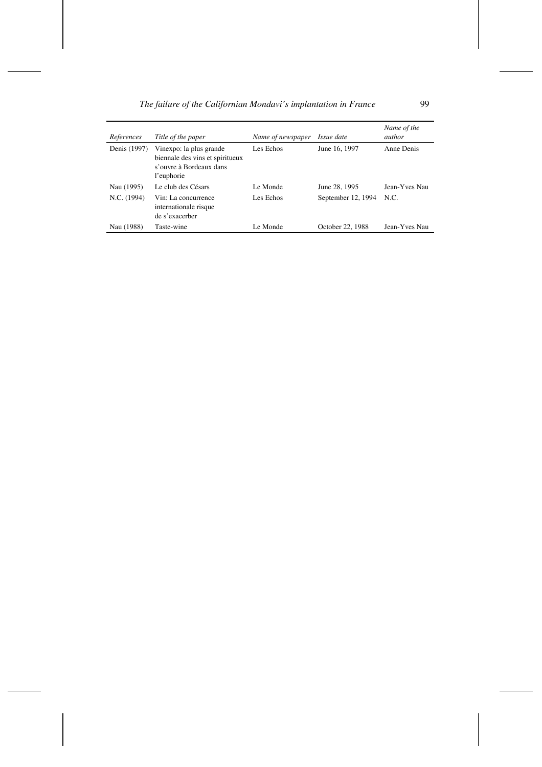| References | Title of the paper | Name of newspaper | Issue date | Name of the author |
|---|---|---|---|---|
| Denis (1997) | Vinexpo: la plus grande biennale des vins et spiritueux s'ouvre à Bordeaux dans l'euphorie | Les Echos | June 16, 1997 | Anne Denis |
| Nau (1995) | Le club des Césars | Le Monde | June 28, 1995 | Jean-Yves Nau |
| N.C. (1994) | Vin: La concurrence internationale risque de s'exacerber | Les Echos | September 12, 1994 | N.C. |
| Nau (1988) | Taste-wine | Le Monde | October 22, 1988 | Jean-Yves Nau |